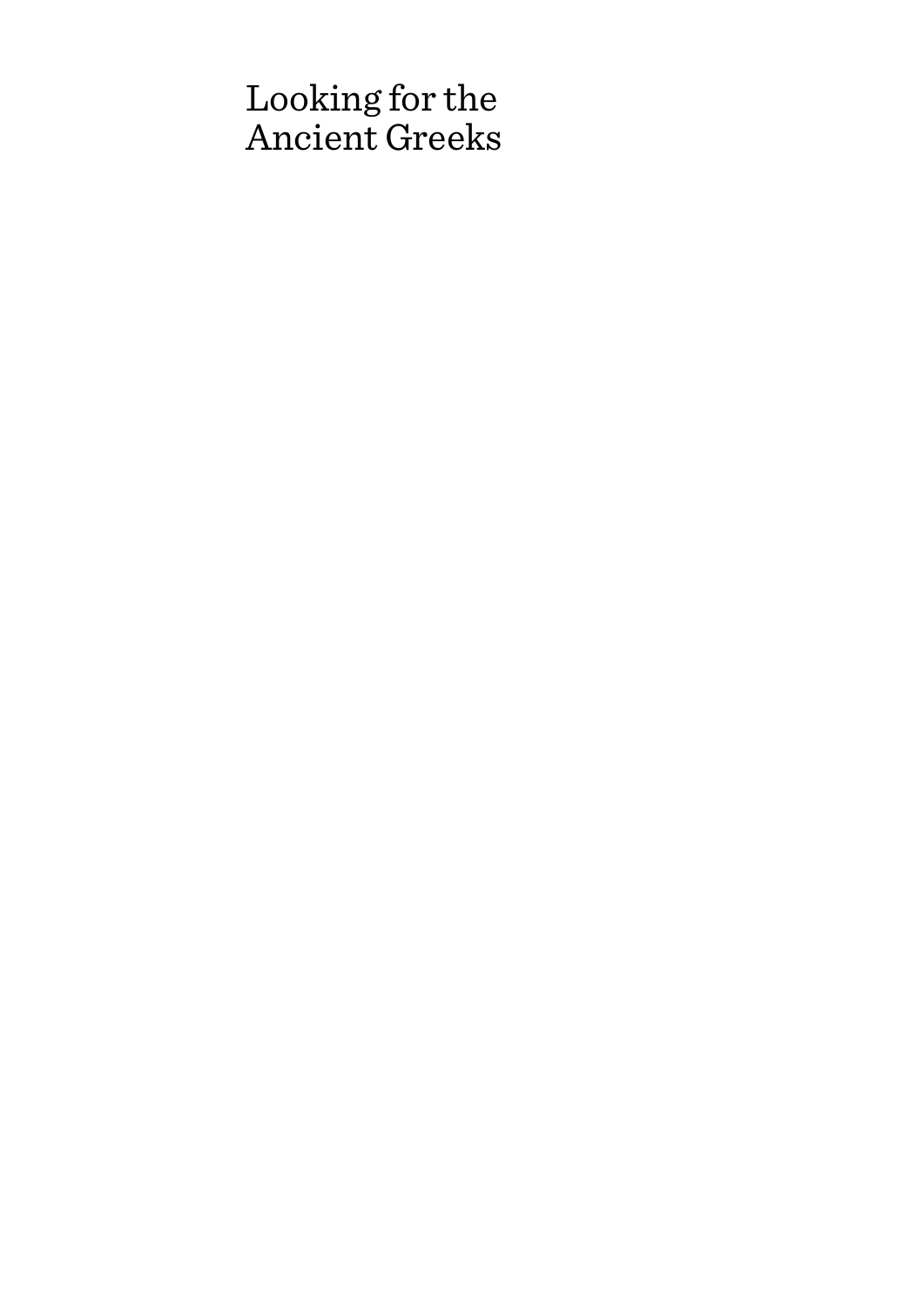# Looking for the Ancient Greeks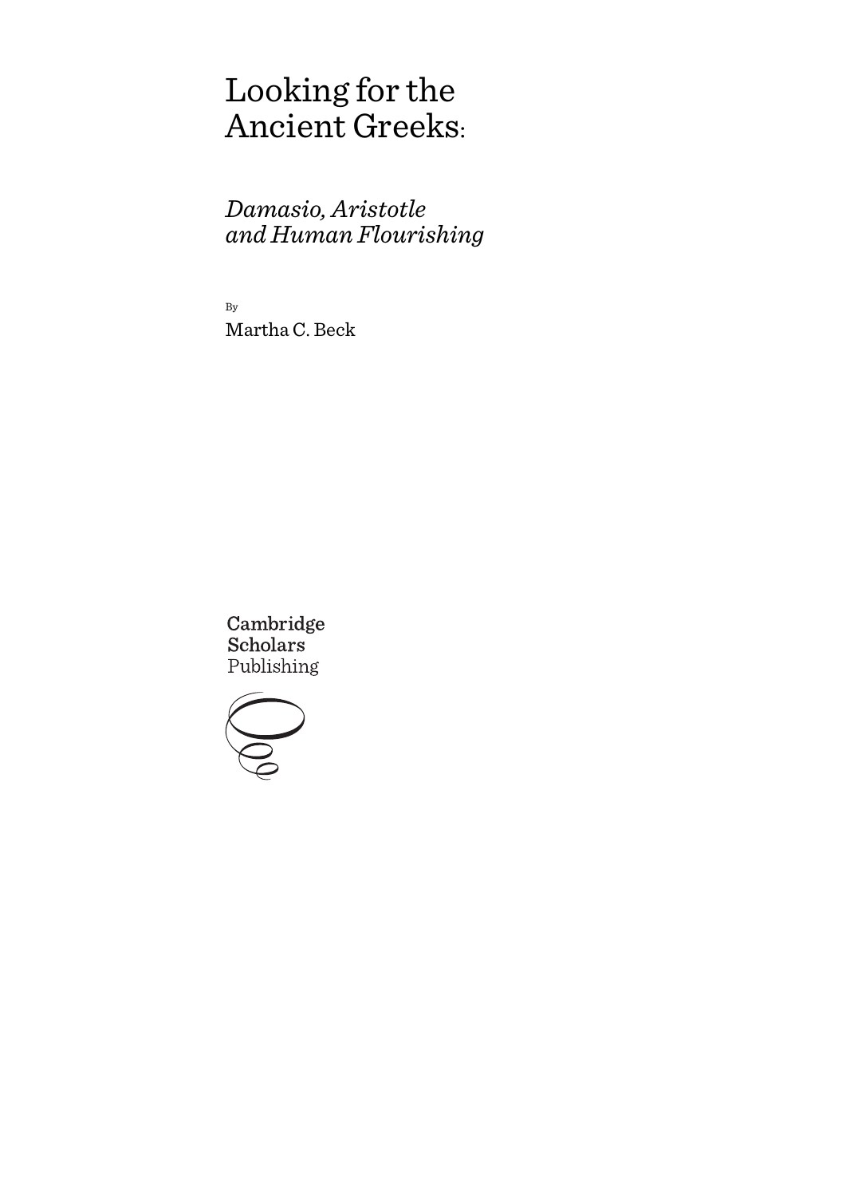# Looking for the Ancient Greeks:

## *Damasio, Aristotle and Human Flourishing*

By

Martha C. Beck

Cambridge Scholars Publishing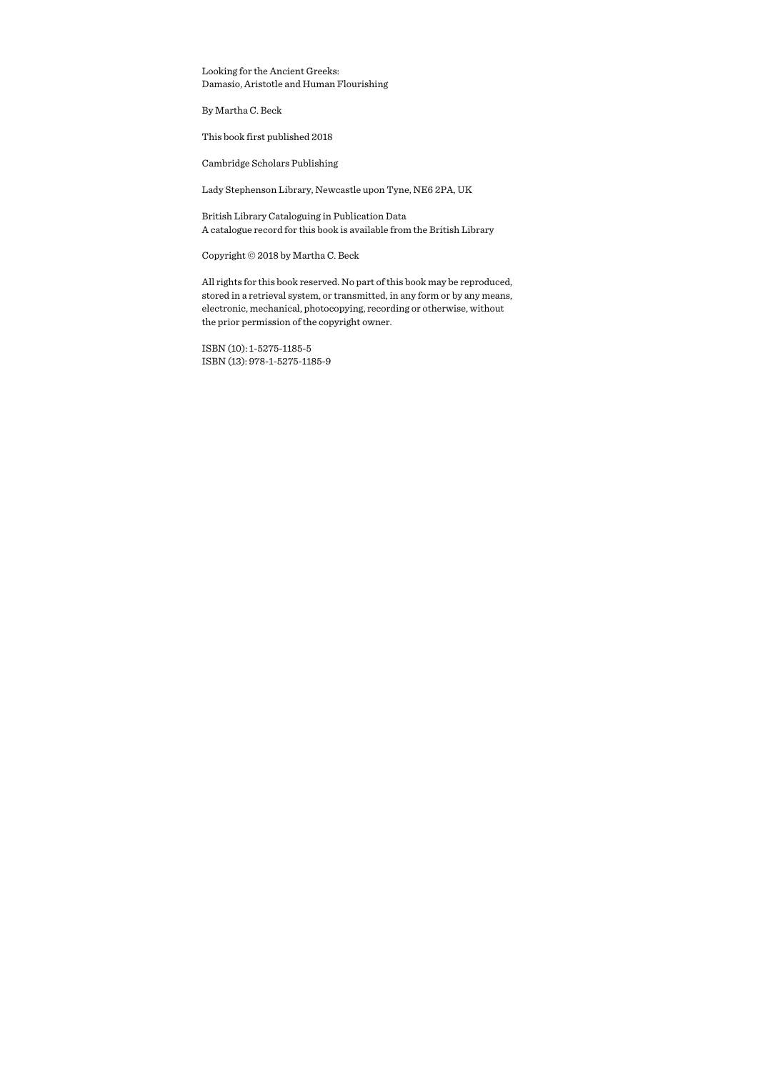Looking for the Ancient Greeks:
Damasio, Aristotle and Human Flourishing

By Martha C. Beck

This book first published 2018

Cambridge Scholars Publishing

Lady Stephenson Library, Newcastle upon Tyne, NE6 2PA, UK

British Library Cataloguing in Publication Data
A catalogue record for this book is available from the British Library

Copyright © 2018 by Martha C. Beck

All rights for this book reserved. No part of this book may be reproduced, stored in a retrieval system, or transmitted, in any form or by any means, electronic, mechanical, photocopying, recording or otherwise, without the prior permission of the copyright owner.

ISBN (10): 1-5275-1185-5
ISBN (13): 978-1-5275-1185-9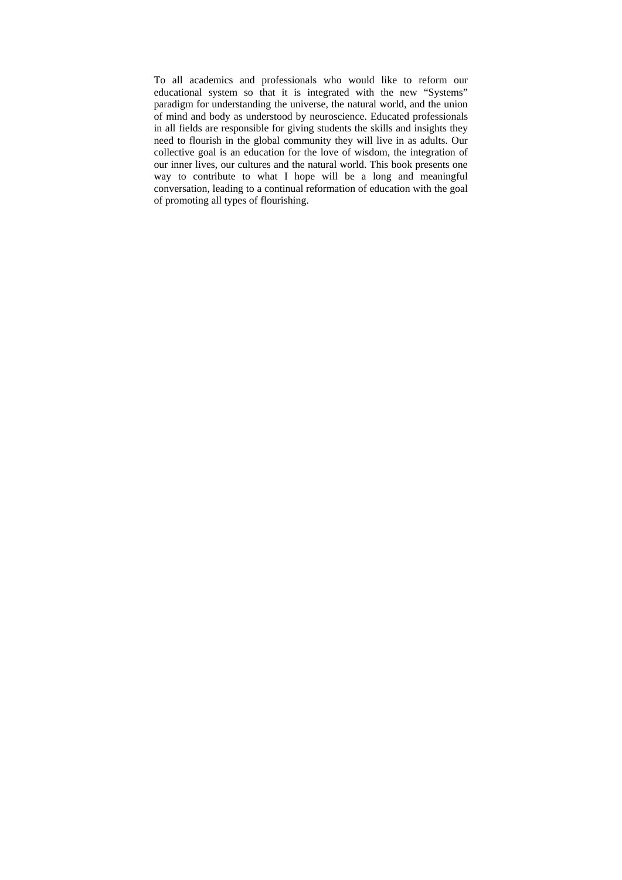To all academics and professionals who would like to reform our educational system so that it is integrated with the new "Systems" paradigm for understanding the universe, the natural world, and the union of mind and body as understood by neuroscience. Educated professionals in all fields are responsible for giving students the skills and insights they need to flourish in the global community they will live in as adults. Our collective goal is an education for the love of wisdom, the integration of our inner lives, our cultures and the natural world. This book presents one way to contribute to what I hope will be a long and meaningful conversation, leading to a continual reformation of education with the goal of promoting all types of flourishing.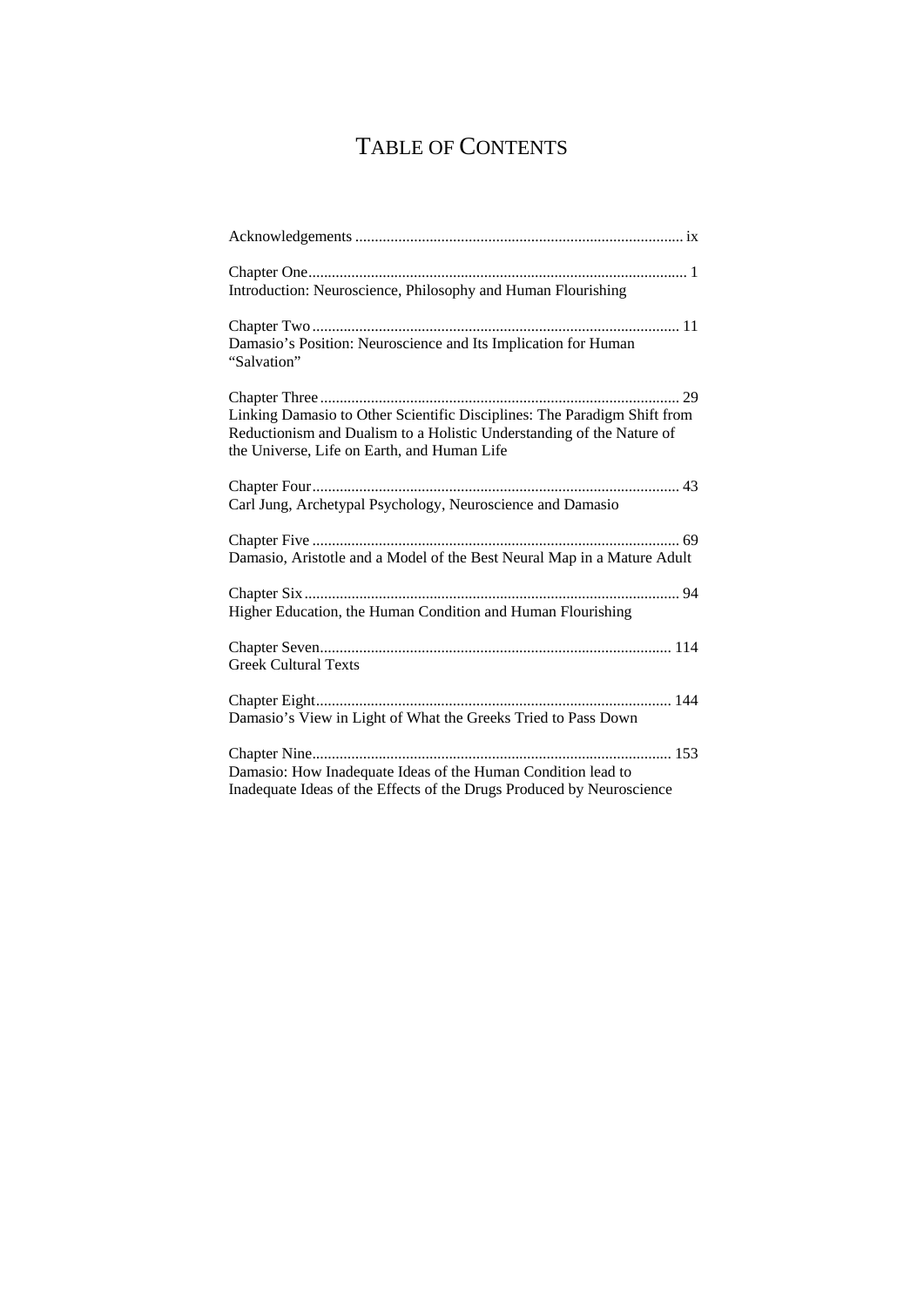# Table of Contents

Acknowledgements .................................................................................... ix

Chapter One................................................................................................ 1
Introduction: Neuroscience, Philosophy and Human Flourishing

Chapter Two.............................................................................................. 11
Damasio's Position: Neuroscience and Its Implication for Human "Salvation"

Chapter Three............................................................................................ 29
Linking Damasio to Other Scientific Disciplines: The Paradigm Shift from Reductionism and Dualism to a Holistic Understanding of the Nature of the Universe, Life on Earth, and Human Life

Chapter Four.............................................................................................. 43
Carl Jung, Archetypal Psychology, Neuroscience and Damasio

Chapter Five .............................................................................................. 69
Damasio, Aristotle and a Model of the Best Neural Map in a Mature Adult

Chapter Six................................................................................................ 94
Higher Education, the Human Condition and Human Flourishing

Chapter Seven.......................................................................................... 114
Greek Cultural Texts

Chapter Eight........................................................................................... 144
Damasio's View in Light of What the Greeks Tried to Pass Down

Chapter Nine............................................................................................ 153
Damasio: How Inadequate Ideas of the Human Condition lead to Inadequate Ideas of the Effects of the Drugs Produced by Neuroscience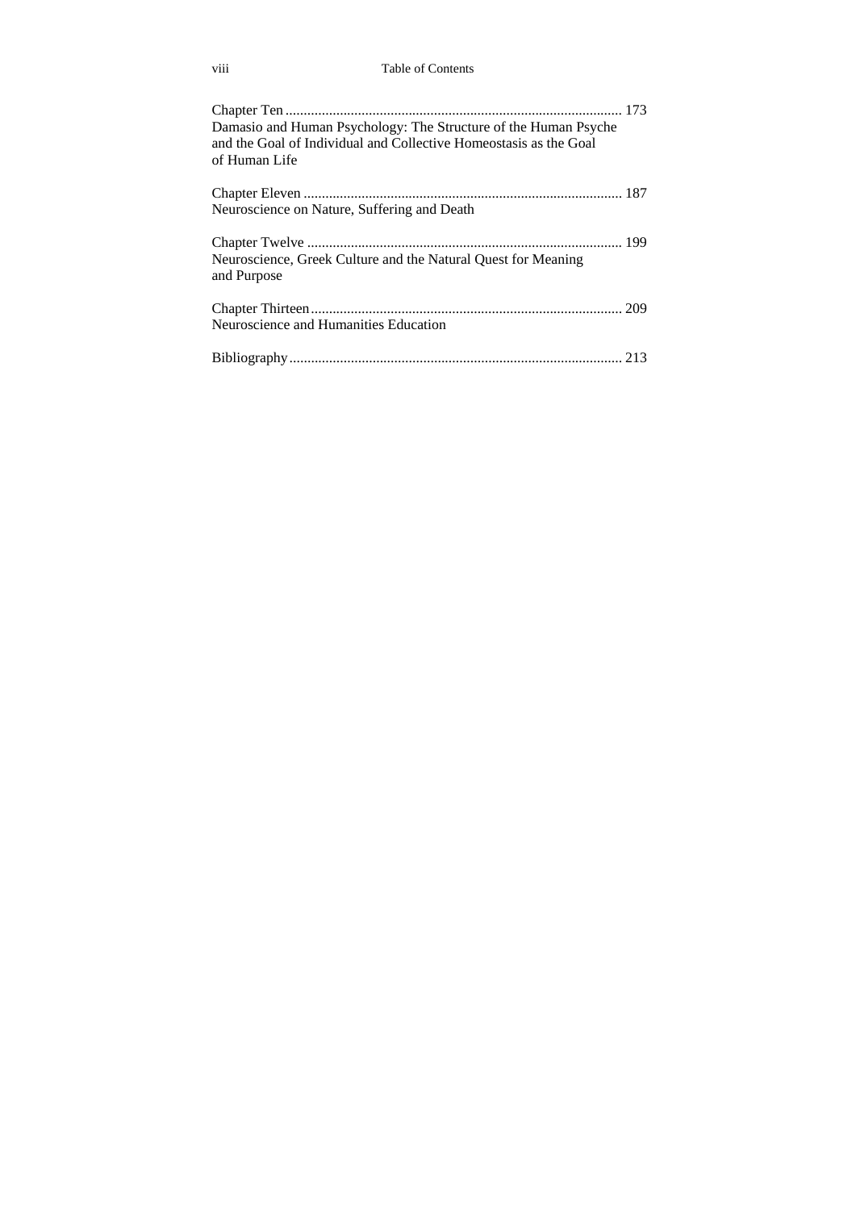Chapter Ten ........................................................................................... 173
Damasio and Human Psychology: The Structure of the Human Psyche and the Goal of Individual and Collective Homeostasis as the Goal of Human Life

Chapter Eleven ....................................................................................... 187
Neuroscience on Nature, Suffering and Death

Chapter Twelve ...................................................................................... 199
Neuroscience, Greek Culture and the Natural Quest for Meaning and Purpose

Chapter Thirteen..................................................................................... 209
Neuroscience and Humanities Education

Bibliography........................................................................................... 213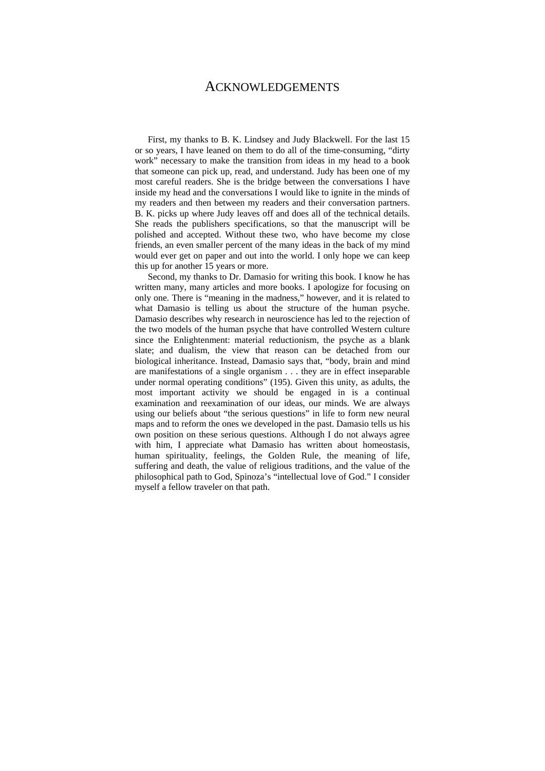# ACKNOWLEDGEMENTS

First, my thanks to B. K. Lindsey and Judy Blackwell. For the last 15 or so years, I have leaned on them to do all of the time-consuming, "dirty work" necessary to make the transition from ideas in my head to a book that someone can pick up, read, and understand. Judy has been one of my most careful readers. She is the bridge between the conversations I have inside my head and the conversations I would like to ignite in the minds of my readers and then between my readers and their conversation partners. B. K. picks up where Judy leaves off and does all of the technical details. She reads the publishers specifications, so that the manuscript will be polished and accepted. Without these two, who have become my close friends, an even smaller percent of the many ideas in the back of my mind would ever get on paper and out into the world. I only hope we can keep this up for another 15 years or more.

Second, my thanks to Dr. Damasio for writing this book. I know he has written many, many articles and more books. I apologize for focusing on only one. There is "meaning in the madness," however, and it is related to what Damasio is telling us about the structure of the human psyche. Damasio describes why research in neuroscience has led to the rejection of the two models of the human psyche that have controlled Western culture since the Enlightenment: material reductionism, the psyche as a blank slate; and dualism, the view that reason can be detached from our biological inheritance. Instead, Damasio says that, "body, brain and mind are manifestations of a single organism . . . they are in effect inseparable under normal operating conditions" (195). Given this unity, as adults, the most important activity we should be engaged in is a continual examination and reexamination of our ideas, our minds. We are always using our beliefs about "the serious questions" in life to form new neural maps and to reform the ones we developed in the past. Damasio tells us his own position on these serious questions. Although I do not always agree with him, I appreciate what Damasio has written about homeostasis, human spirituality, feelings, the Golden Rule, the meaning of life, suffering and death, the value of religious traditions, and the value of the philosophical path to God, Spinoza's "intellectual love of God." I consider myself a fellow traveler on that path.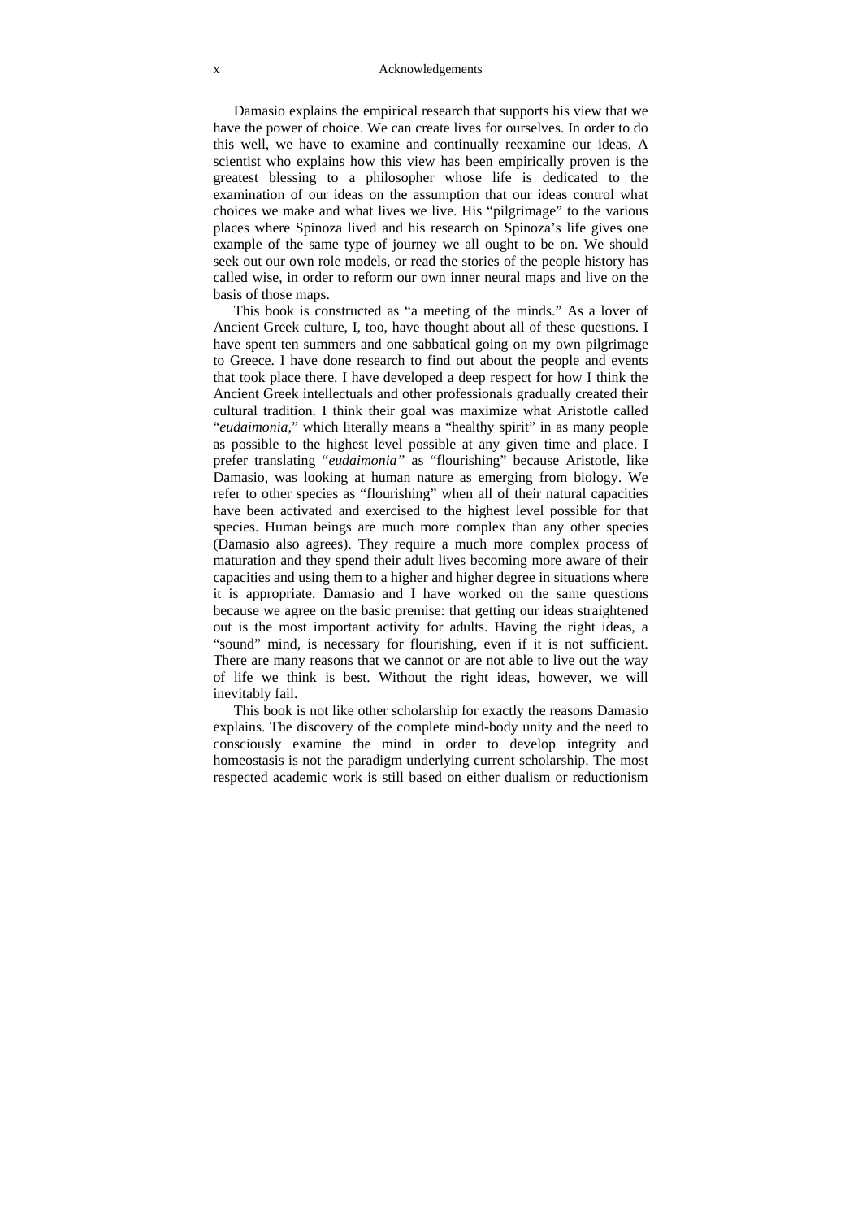Damasio explains the empirical research that supports his view that we have the power of choice. We can create lives for ourselves. In order to do this well, we have to examine and continually reexamine our ideas. A scientist who explains how this view has been empirically proven is the greatest blessing to a philosopher whose life is dedicated to the examination of our ideas on the assumption that our ideas control what choices we make and what lives we live. His "pilgrimage" to the various places where Spinoza lived and his research on Spinoza's life gives one example of the same type of journey we all ought to be on. We should seek out our own role models, or read the stories of the people history has called wise, in order to reform our own inner neural maps and live on the basis of those maps.

This book is constructed as "a meeting of the minds." As a lover of Ancient Greek culture, I, too, have thought about all of these questions. I have spent ten summers and one sabbatical going on my own pilgrimage to Greece. I have done research to find out about the people and events that took place there. I have developed a deep respect for how I think the Ancient Greek intellectuals and other professionals gradually created their cultural tradition. I think their goal was maximize what Aristotle called "*eudaimonia*," which literally means a "healthy spirit" in as many people as possible to the highest level possible at any given time and place. I prefer translating "*eudaimonia"* as "flourishing" because Aristotle, like Damasio, was looking at human nature as emerging from biology. We refer to other species as "flourishing" when all of their natural capacities have been activated and exercised to the highest level possible for that species. Human beings are much more complex than any other species (Damasio also agrees). They require a much more complex process of maturation and they spend their adult lives becoming more aware of their capacities and using them to a higher and higher degree in situations where it is appropriate. Damasio and I have worked on the same questions because we agree on the basic premise: that getting our ideas straightened out is the most important activity for adults. Having the right ideas, a "sound" mind, is necessary for flourishing, even if it is not sufficient. There are many reasons that we cannot or are not able to live out the way of life we think is best. Without the right ideas, however, we will inevitably fail.

This book is not like other scholarship for exactly the reasons Damasio explains. The discovery of the complete mind-body unity and the need to consciously examine the mind in order to develop integrity and homeostasis is not the paradigm underlying current scholarship. The most respected academic work is still based on either dualism or reductionism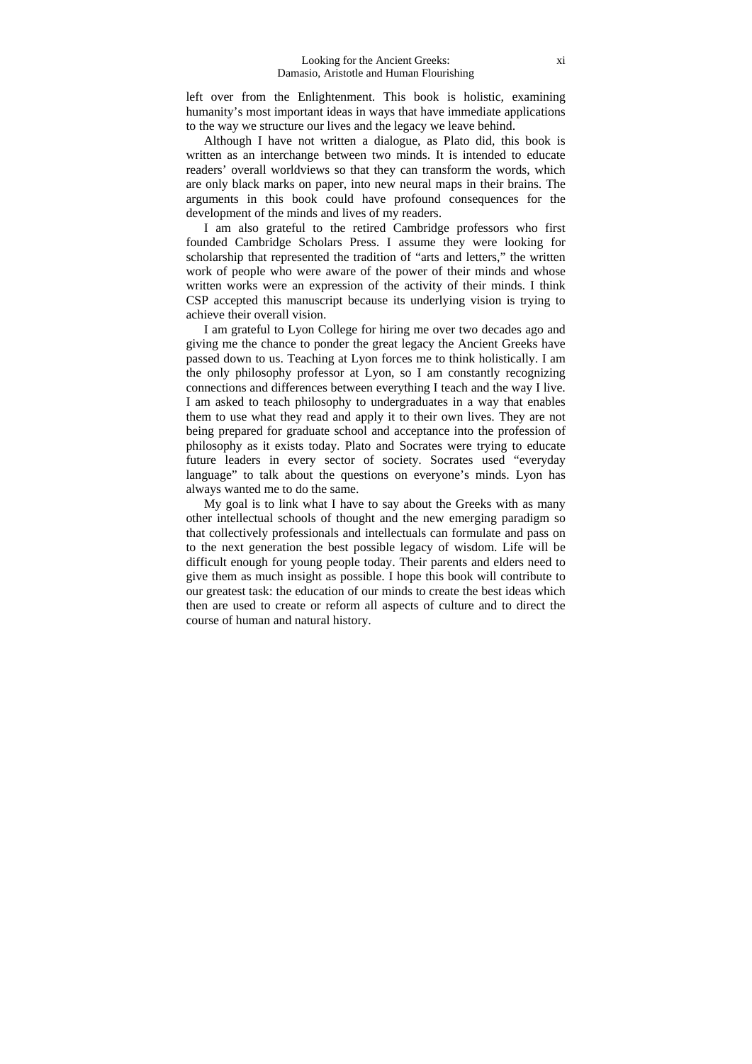left over from the Enlightenment. This book is holistic, examining humanity's most important ideas in ways that have immediate applications to the way we structure our lives and the legacy we leave behind.

Although I have not written a dialogue, as Plato did, this book is written as an interchange between two minds. It is intended to educate readers' overall worldviews so that they can transform the words, which are only black marks on paper, into new neural maps in their brains. The arguments in this book could have profound consequences for the development of the minds and lives of my readers.

I am also grateful to the retired Cambridge professors who first founded Cambridge Scholars Press. I assume they were looking for scholarship that represented the tradition of "arts and letters," the written work of people who were aware of the power of their minds and whose written works were an expression of the activity of their minds. I think CSP accepted this manuscript because its underlying vision is trying to achieve their overall vision.

I am grateful to Lyon College for hiring me over two decades ago and giving me the chance to ponder the great legacy the Ancient Greeks have passed down to us. Teaching at Lyon forces me to think holistically. I am the only philosophy professor at Lyon, so I am constantly recognizing connections and differences between everything I teach and the way I live. I am asked to teach philosophy to undergraduates in a way that enables them to use what they read and apply it to their own lives. They are not being prepared for graduate school and acceptance into the profession of philosophy as it exists today. Plato and Socrates were trying to educate future leaders in every sector of society. Socrates used "everyday language" to talk about the questions on everyone's minds. Lyon has always wanted me to do the same.

My goal is to link what I have to say about the Greeks with as many other intellectual schools of thought and the new emerging paradigm so that collectively professionals and intellectuals can formulate and pass on to the next generation the best possible legacy of wisdom. Life will be difficult enough for young people today. Their parents and elders need to give them as much insight as possible. I hope this book will contribute to our greatest task: the education of our minds to create the best ideas which then are used to create or reform all aspects of culture and to direct the course of human and natural history.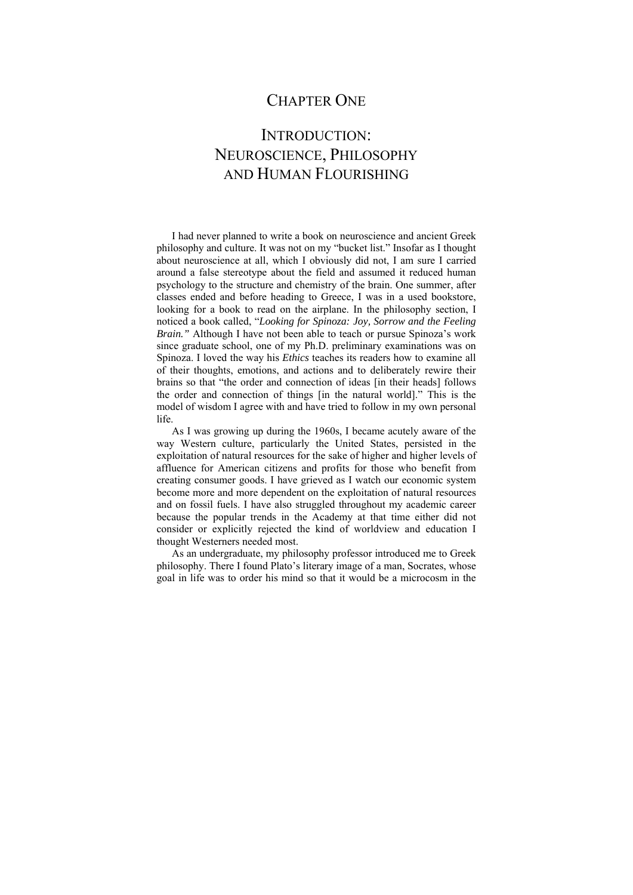# Chapter One

## Introduction: Neuroscience, Philosophy and Human Flourishing

I had never planned to write a book on neuroscience and ancient Greek philosophy and culture. It was not on my "bucket list." Insofar as I thought about neuroscience at all, which I obviously did not, I am sure I carried around a false stereotype about the field and assumed it reduced human psychology to the structure and chemistry of the brain. One summer, after classes ended and before heading to Greece, I was in a used bookstore, looking for a book to read on the airplane. In the philosophy section, I noticed a book called, "*Looking for Spinoza: Joy, Sorrow and the Feeling Brain.*" Although I have not been able to teach or pursue Spinoza's work since graduate school, one of my Ph.D. preliminary examinations was on Spinoza. I loved the way his *Ethics* teaches its readers how to examine all of their thoughts, emotions, and actions and to deliberately rewire their brains so that "the order and connection of ideas [in their heads] follows the order and connection of things [in the natural world]." This is the model of wisdom I agree with and have tried to follow in my own personal life.

As I was growing up during the 1960s, I became acutely aware of the way Western culture, particularly the United States, persisted in the exploitation of natural resources for the sake of higher and higher levels of affluence for American citizens and profits for those who benefit from creating consumer goods. I have grieved as I watch our economic system become more and more dependent on the exploitation of natural resources and on fossil fuels. I have also struggled throughout my academic career because the popular trends in the Academy at that time either did not consider or explicitly rejected the kind of worldview and education I thought Westerners needed most.

As an undergraduate, my philosophy professor introduced me to Greek philosophy. There I found Plato's literary image of a man, Socrates, whose goal in life was to order his mind so that it would be a microcosm in the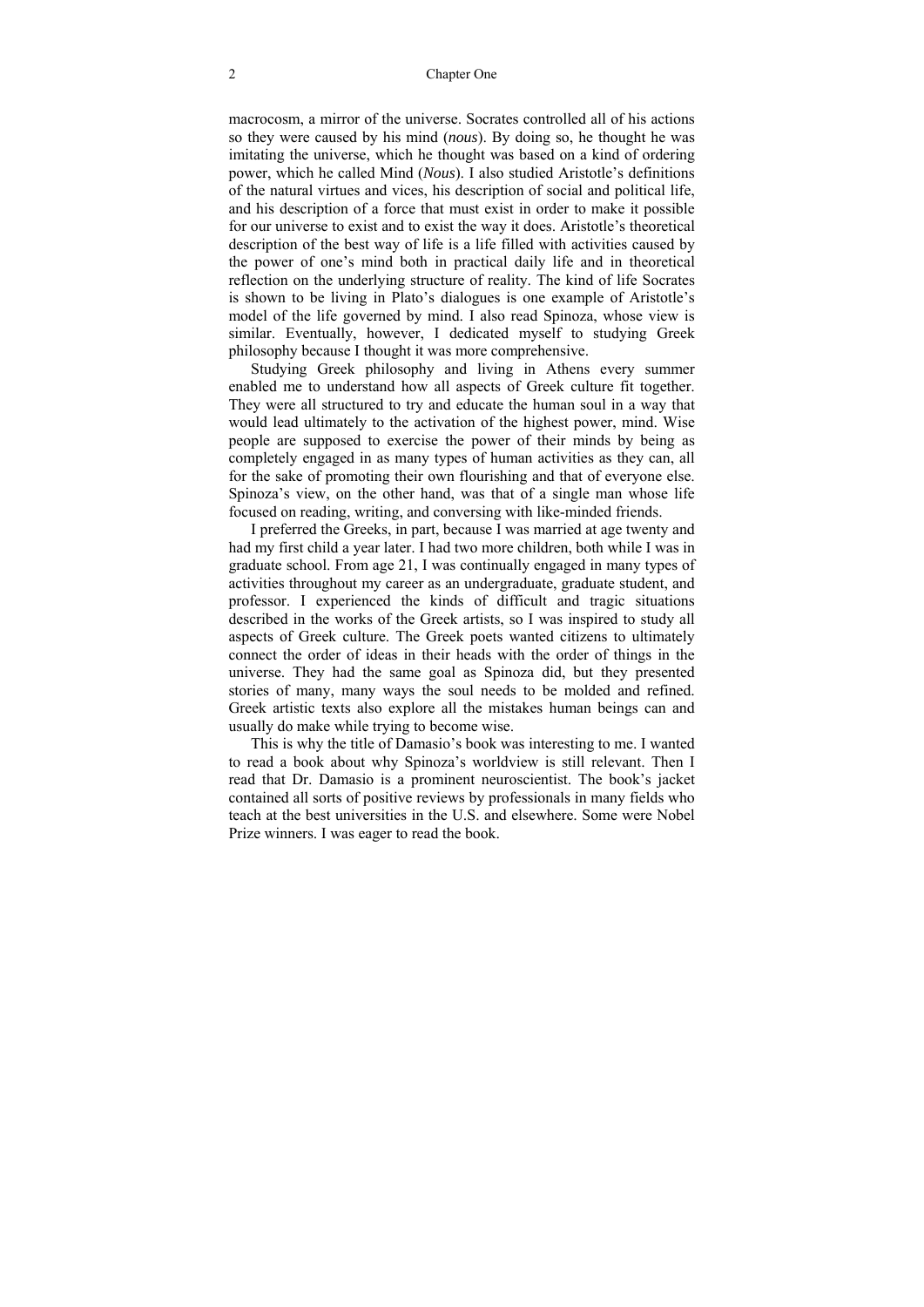macrocosm, a mirror of the universe. Socrates controlled all of his actions so they were caused by his mind (*nous*). By doing so, he thought he was imitating the universe, which he thought was based on a kind of ordering power, which he called Mind (*Nous*). I also studied Aristotle's definitions of the natural virtues and vices, his description of social and political life, and his description of a force that must exist in order to make it possible for our universe to exist and to exist the way it does. Aristotle's theoretical description of the best way of life is a life filled with activities caused by the power of one's mind both in practical daily life and in theoretical reflection on the underlying structure of reality. The kind of life Socrates is shown to be living in Plato's dialogues is one example of Aristotle's model of the life governed by mind. I also read Spinoza, whose view is similar. Eventually, however, I dedicated myself to studying Greek philosophy because I thought it was more comprehensive.

Studying Greek philosophy and living in Athens every summer enabled me to understand how all aspects of Greek culture fit together. They were all structured to try and educate the human soul in a way that would lead ultimately to the activation of the highest power, mind. Wise people are supposed to exercise the power of their minds by being as completely engaged in as many types of human activities as they can, all for the sake of promoting their own flourishing and that of everyone else. Spinoza's view, on the other hand, was that of a single man whose life focused on reading, writing, and conversing with like-minded friends.

I preferred the Greeks, in part, because I was married at age twenty and had my first child a year later. I had two more children, both while I was in graduate school. From age 21, I was continually engaged in many types of activities throughout my career as an undergraduate, graduate student, and professor. I experienced the kinds of difficult and tragic situations described in the works of the Greek artists, so I was inspired to study all aspects of Greek culture. The Greek poets wanted citizens to ultimately connect the order of ideas in their heads with the order of things in the universe. They had the same goal as Spinoza did, but they presented stories of many, many ways the soul needs to be molded and refined. Greek artistic texts also explore all the mistakes human beings can and usually do make while trying to become wise.

This is why the title of Damasio's book was interesting to me. I wanted to read a book about why Spinoza's worldview is still relevant. Then I read that Dr. Damasio is a prominent neuroscientist. The book's jacket contained all sorts of positive reviews by professionals in many fields who teach at the best universities in the U.S. and elsewhere. Some were Nobel Prize winners. I was eager to read the book.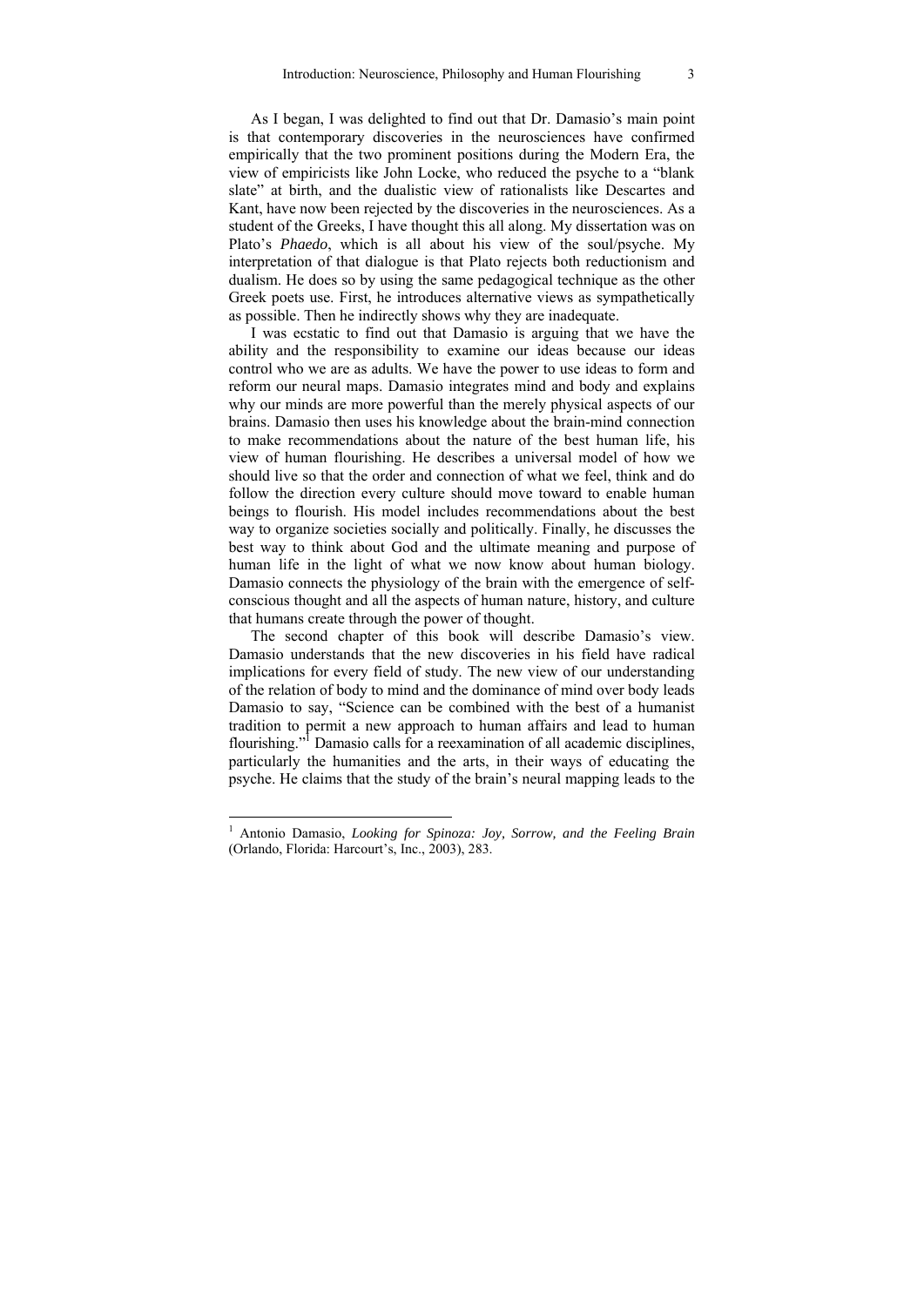As I began, I was delighted to find out that Dr. Damasio's main point is that contemporary discoveries in the neurosciences have confirmed empirically that the two prominent positions during the Modern Era, the view of empiricists like John Locke, who reduced the psyche to a "blank slate" at birth, and the dualistic view of rationalists like Descartes and Kant, have now been rejected by the discoveries in the neurosciences. As a student of the Greeks, I have thought this all along. My dissertation was on Plato's *Phaedo*, which is all about his view of the soul/psyche. My interpretation of that dialogue is that Plato rejects both reductionism and dualism. He does so by using the same pedagogical technique as the other Greek poets use. First, he introduces alternative views as sympathetically as possible. Then he indirectly shows why they are inadequate.

I was ecstatic to find out that Damasio is arguing that we have the ability and the responsibility to examine our ideas because our ideas control who we are as adults. We have the power to use ideas to form and reform our neural maps. Damasio integrates mind and body and explains why our minds are more powerful than the merely physical aspects of our brains. Damasio then uses his knowledge about the brain-mind connection to make recommendations about the nature of the best human life, his view of human flourishing. He describes a universal model of how we should live so that the order and connection of what we feel, think and do follow the direction every culture should move toward to enable human beings to flourish. His model includes recommendations about the best way to organize societies socially and politically. Finally, he discusses the best way to think about God and the ultimate meaning and purpose of human life in the light of what we now know about human biology. Damasio connects the physiology of the brain with the emergence of self-conscious thought and all the aspects of human nature, history, and culture that humans create through the power of thought.

The second chapter of this book will describe Damasio's view. Damasio understands that the new discoveries in his field have radical implications for every field of study. The new view of our understanding of the relation of body to mind and the dominance of mind over body leads Damasio to say, "Science can be combined with the best of a humanist tradition to permit a new approach to human affairs and lead to human flourishing."[1] Damasio calls for a reexamination of all academic disciplines, particularly the humanities and the arts, in their ways of educating the psyche. He claims that the study of the brain's neural mapping leads to the

---

[1] Antonio Damasio, *Looking for Spinoza: Joy, Sorrow, and the Feeling Brain* (Orlando, Florida: Harcourt's, Inc., 2003), 283.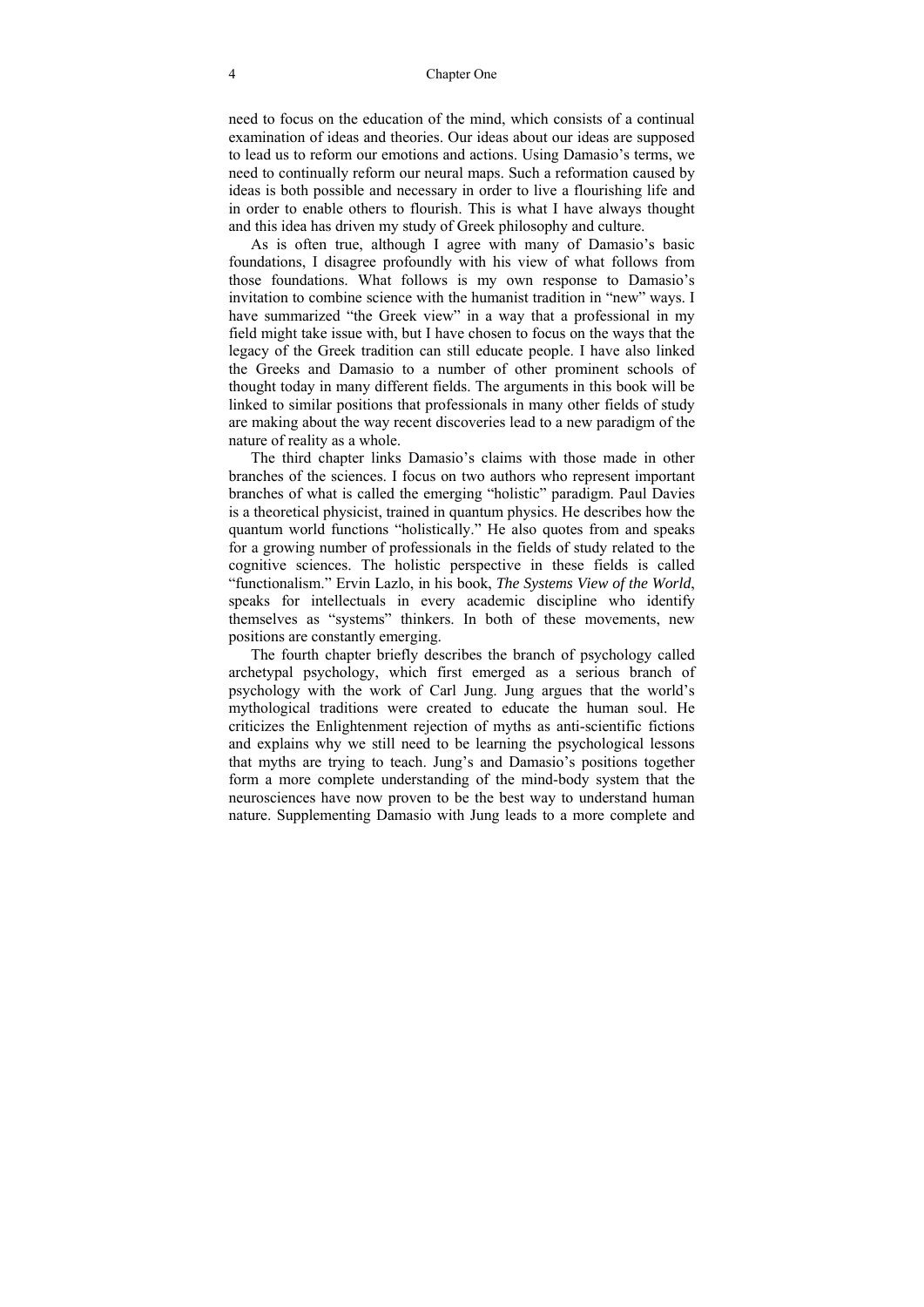need to focus on the education of the mind, which consists of a continual examination of ideas and theories. Our ideas about our ideas are supposed to lead us to reform our emotions and actions. Using Damasio's terms, we need to continually reform our neural maps. Such a reformation caused by ideas is both possible and necessary in order to live a flourishing life and in order to enable others to flourish. This is what I have always thought and this idea has driven my study of Greek philosophy and culture.

As is often true, although I agree with many of Damasio's basic foundations, I disagree profoundly with his view of what follows from those foundations. What follows is my own response to Damasio's invitation to combine science with the humanist tradition in "new" ways. I have summarized "the Greek view" in a way that a professional in my field might take issue with, but I have chosen to focus on the ways that the legacy of the Greek tradition can still educate people. I have also linked the Greeks and Damasio to a number of other prominent schools of thought today in many different fields. The arguments in this book will be linked to similar positions that professionals in many other fields of study are making about the way recent discoveries lead to a new paradigm of the nature of reality as a whole.

The third chapter links Damasio's claims with those made in other branches of the sciences. I focus on two authors who represent important branches of what is called the emerging "holistic" paradigm. Paul Davies is a theoretical physicist, trained in quantum physics. He describes how the quantum world functions "holistically." He also quotes from and speaks for a growing number of professionals in the fields of study related to the cognitive sciences. The holistic perspective in these fields is called "functionalism." Ervin Lazlo, in his book, *The Systems View of the World*, speaks for intellectuals in every academic discipline who identify themselves as "systems" thinkers. In both of these movements, new positions are constantly emerging.

The fourth chapter briefly describes the branch of psychology called archetypal psychology, which first emerged as a serious branch of psychology with the work of Carl Jung. Jung argues that the world's mythological traditions were created to educate the human soul. He criticizes the Enlightenment rejection of myths as anti-scientific fictions and explains why we still need to be learning the psychological lessons that myths are trying to teach. Jung's and Damasio's positions together form a more complete understanding of the mind-body system that the neurosciences have now proven to be the best way to understand human nature. Supplementing Damasio with Jung leads to a more complete and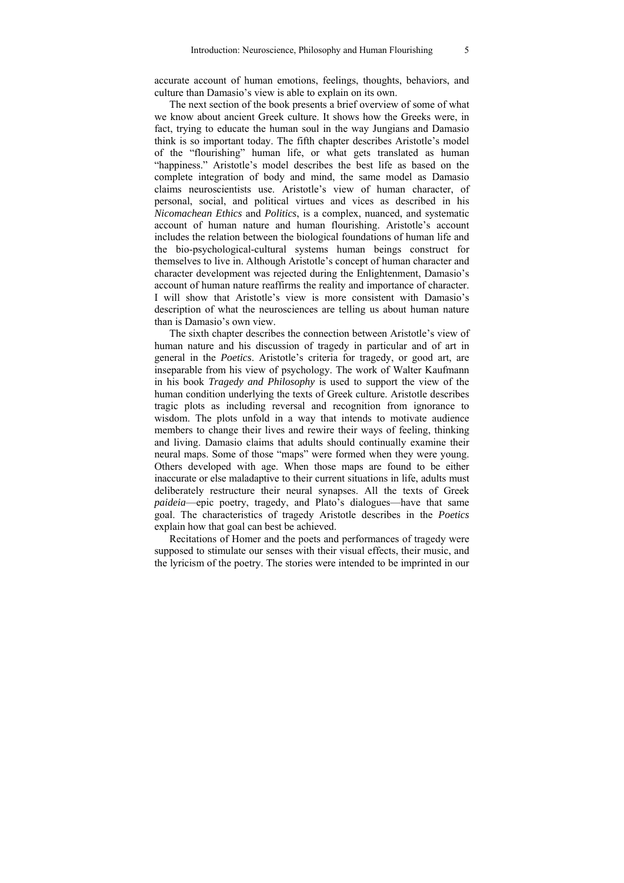accurate account of human emotions, feelings, thoughts, behaviors, and culture than Damasio's view is able to explain on its own.

The next section of the book presents a brief overview of some of what we know about ancient Greek culture. It shows how the Greeks were, in fact, trying to educate the human soul in the way Jungians and Damasio think is so important today. The fifth chapter describes Aristotle's model of the "flourishing" human life, or what gets translated as human "happiness." Aristotle's model describes the best life as based on the complete integration of body and mind, the same model as Damasio claims neuroscientists use. Aristotle's view of human character, of personal, social, and political virtues and vices as described in his *Nicomachean Ethics* and *Politics*, is a complex, nuanced, and systematic account of human nature and human flourishing. Aristotle's account includes the relation between the biological foundations of human life and the bio-psychological-cultural systems human beings construct for themselves to live in. Although Aristotle's concept of human character and character development was rejected during the Enlightenment, Damasio's account of human nature reaffirms the reality and importance of character. I will show that Aristotle's view is more consistent with Damasio's description of what the neurosciences are telling us about human nature than is Damasio's own view.

The sixth chapter describes the connection between Aristotle's view of human nature and his discussion of tragedy in particular and of art in general in the *Poetics*. Aristotle's criteria for tragedy, or good art, are inseparable from his view of psychology. The work of Walter Kaufmann in his book *Tragedy and Philosophy* is used to support the view of the human condition underlying the texts of Greek culture. Aristotle describes tragic plots as including reversal and recognition from ignorance to wisdom. The plots unfold in a way that intends to motivate audience members to change their lives and rewire their ways of feeling, thinking and living. Damasio claims that adults should continually examine their neural maps. Some of those "maps" were formed when they were young. Others developed with age. When those maps are found to be either inaccurate or else maladaptive to their current situations in life, adults must deliberately restructure their neural synapses. All the texts of Greek *paideia*—epic poetry, tragedy, and Plato's dialogues—have that same goal. The characteristics of tragedy Aristotle describes in the *Poetics* explain how that goal can best be achieved.

Recitations of Homer and the poets and performances of tragedy were supposed to stimulate our senses with their visual effects, their music, and the lyricism of the poetry. The stories were intended to be imprinted in our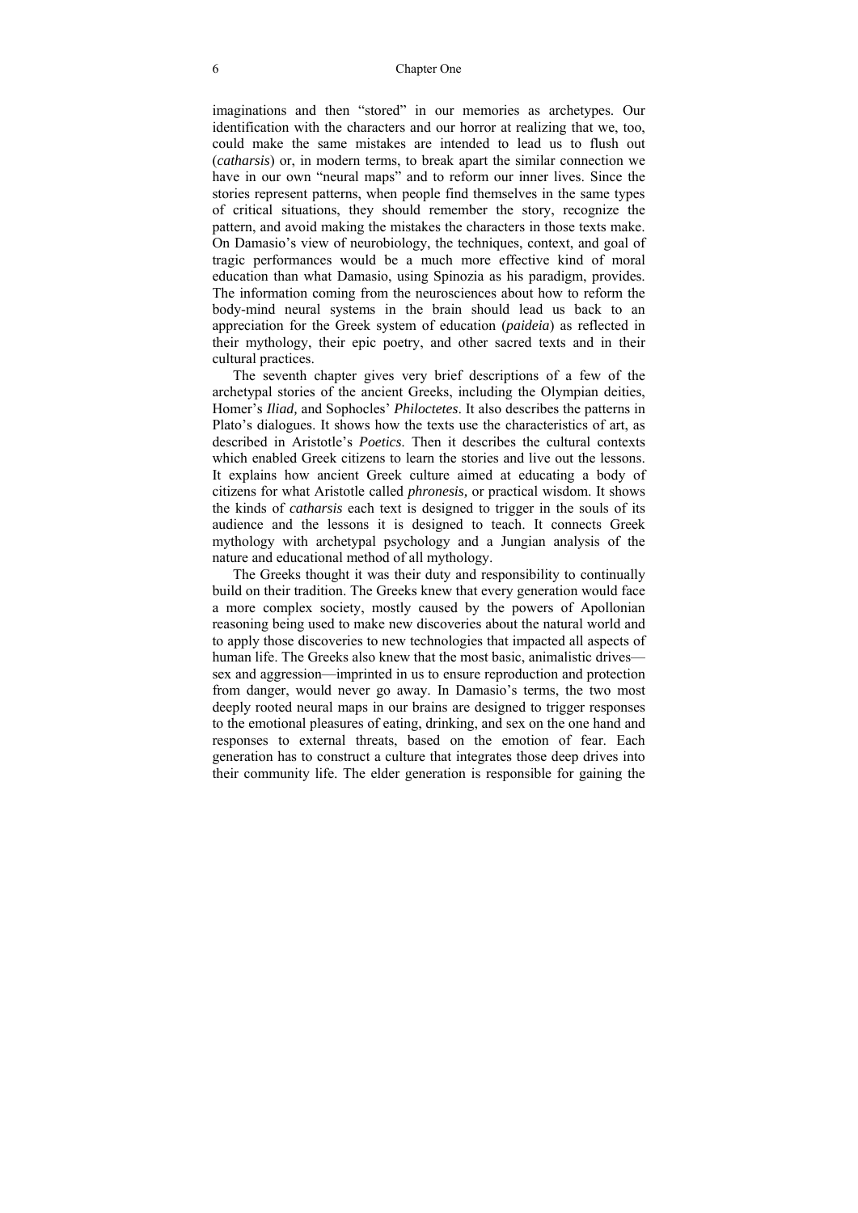imaginations and then "stored" in our memories as archetypes. Our identification with the characters and our horror at realizing that we, too, could make the same mistakes are intended to lead us to flush out (*catharsis*) or, in modern terms, to break apart the similar connection we have in our own "neural maps" and to reform our inner lives. Since the stories represent patterns, when people find themselves in the same types of critical situations, they should remember the story, recognize the pattern, and avoid making the mistakes the characters in those texts make. On Damasio's view of neurobiology, the techniques, context, and goal of tragic performances would be a much more effective kind of moral education than what Damasio, using Spinozia as his paradigm, provides. The information coming from the neurosciences about how to reform the body-mind neural systems in the brain should lead us back to an appreciation for the Greek system of education (*paideia*) as reflected in their mythology, their epic poetry, and other sacred texts and in their cultural practices.

The seventh chapter gives very brief descriptions of a few of the archetypal stories of the ancient Greeks, including the Olympian deities, Homer's *Iliad,* and Sophocles' *Philoctetes*. It also describes the patterns in Plato's dialogues. It shows how the texts use the characteristics of art, as described in Aristotle's *Poetics*. Then it describes the cultural contexts which enabled Greek citizens to learn the stories and live out the lessons. It explains how ancient Greek culture aimed at educating a body of citizens for what Aristotle called *phronesis,* or practical wisdom. It shows the kinds of *catharsis* each text is designed to trigger in the souls of its audience and the lessons it is designed to teach. It connects Greek mythology with archetypal psychology and a Jungian analysis of the nature and educational method of all mythology.

The Greeks thought it was their duty and responsibility to continually build on their tradition. The Greeks knew that every generation would face a more complex society, mostly caused by the powers of Apollonian reasoning being used to make new discoveries about the natural world and to apply those discoveries to new technologies that impacted all aspects of human life. The Greeks also knew that the most basic, animalistic drives—sex and aggression—imprinted in us to ensure reproduction and protection from danger, would never go away. In Damasio's terms, the two most deeply rooted neural maps in our brains are designed to trigger responses to the emotional pleasures of eating, drinking, and sex on the one hand and responses to external threats, based on the emotion of fear. Each generation has to construct a culture that integrates those deep drives into their community life. The elder generation is responsible for gaining the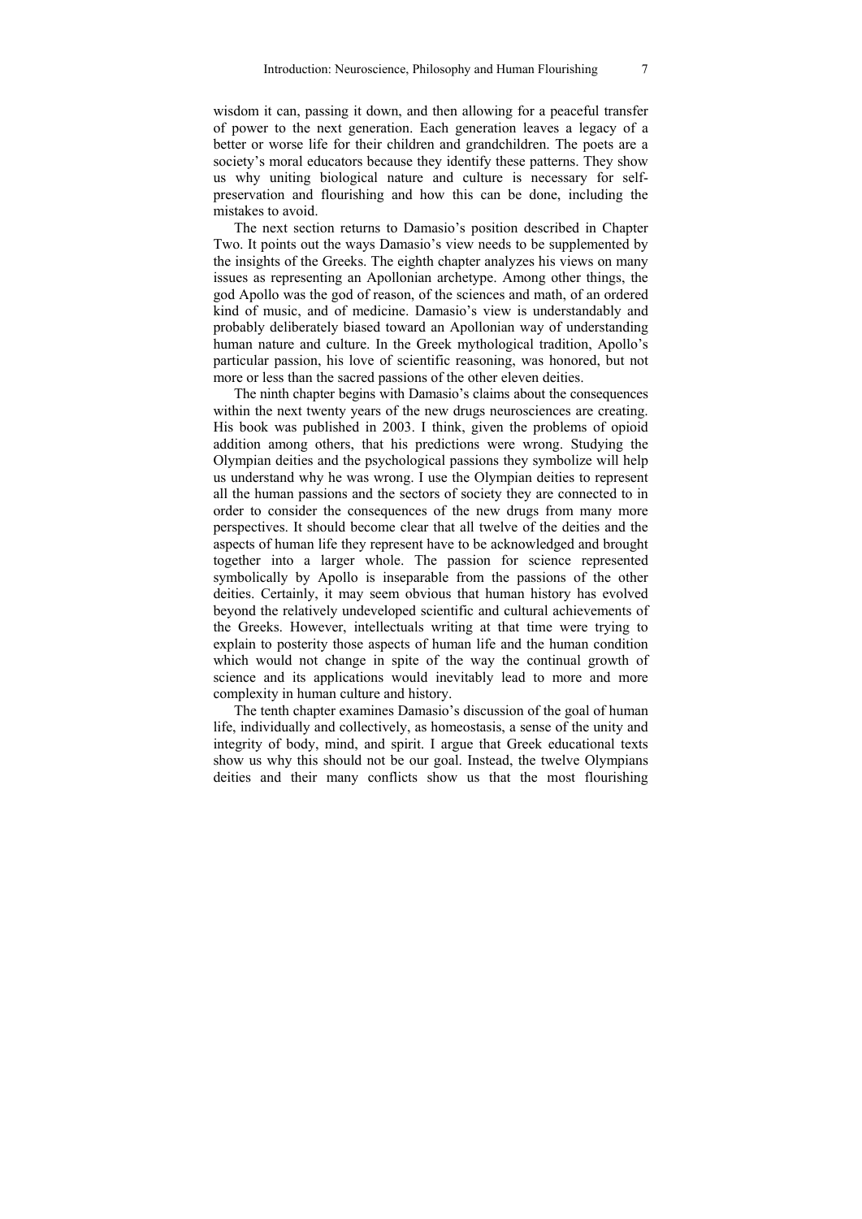wisdom it can, passing it down, and then allowing for a peaceful transfer of power to the next generation. Each generation leaves a legacy of a better or worse life for their children and grandchildren. The poets are a society's moral educators because they identify these patterns. They show us why uniting biological nature and culture is necessary for self-preservation and flourishing and how this can be done, including the mistakes to avoid.

The next section returns to Damasio's position described in Chapter Two. It points out the ways Damasio's view needs to be supplemented by the insights of the Greeks. The eighth chapter analyzes his views on many issues as representing an Apollonian archetype. Among other things, the god Apollo was the god of reason, of the sciences and math, of an ordered kind of music, and of medicine. Damasio's view is understandably and probably deliberately biased toward an Apollonian way of understanding human nature and culture. In the Greek mythological tradition, Apollo's particular passion, his love of scientific reasoning, was honored, but not more or less than the sacred passions of the other eleven deities.

The ninth chapter begins with Damasio's claims about the consequences within the next twenty years of the new drugs neurosciences are creating. His book was published in 2003. I think, given the problems of opioid addition among others, that his predictions were wrong. Studying the Olympian deities and the psychological passions they symbolize will help us understand why he was wrong. I use the Olympian deities to represent all the human passions and the sectors of society they are connected to in order to consider the consequences of the new drugs from many more perspectives. It should become clear that all twelve of the deities and the aspects of human life they represent have to be acknowledged and brought together into a larger whole. The passion for science represented symbolically by Apollo is inseparable from the passions of the other deities. Certainly, it may seem obvious that human history has evolved beyond the relatively undeveloped scientific and cultural achievements of the Greeks. However, intellectuals writing at that time were trying to explain to posterity those aspects of human life and the human condition which would not change in spite of the way the continual growth of science and its applications would inevitably lead to more and more complexity in human culture and history.

The tenth chapter examines Damasio's discussion of the goal of human life, individually and collectively, as homeostasis, a sense of the unity and integrity of body, mind, and spirit. I argue that Greek educational texts show us why this should not be our goal. Instead, the twelve Olympians deities and their many conflicts show us that the most flourishing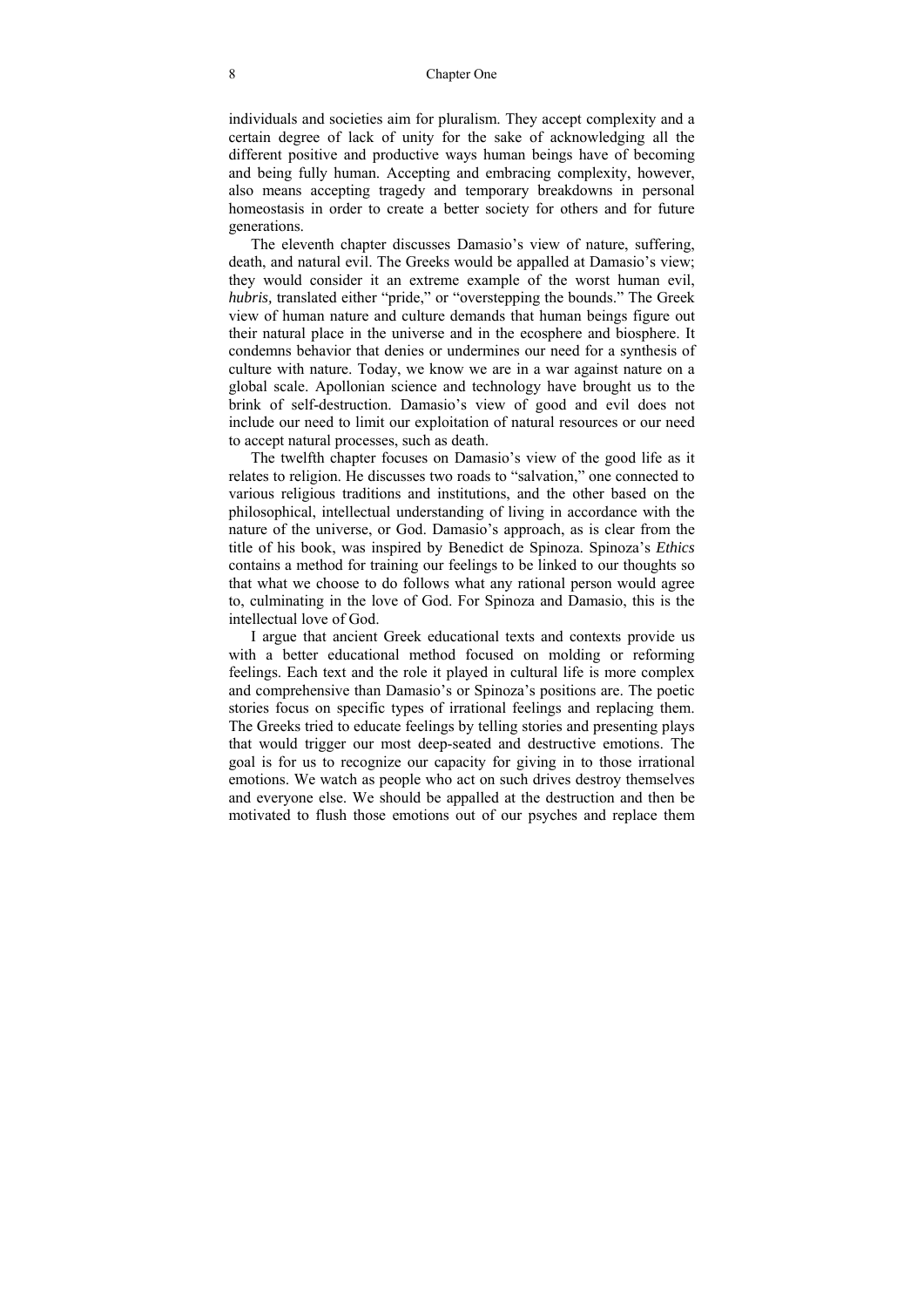individuals and societies aim for pluralism. They accept complexity and a certain degree of lack of unity for the sake of acknowledging all the different positive and productive ways human beings have of becoming and being fully human. Accepting and embracing complexity, however, also means accepting tragedy and temporary breakdowns in personal homeostasis in order to create a better society for others and for future generations.

The eleventh chapter discusses Damasio's view of nature, suffering, death, and natural evil. The Greeks would be appalled at Damasio's view; they would consider it an extreme example of the worst human evil, *hubris,* translated either "pride," or "overstepping the bounds." The Greek view of human nature and culture demands that human beings figure out their natural place in the universe and in the ecosphere and biosphere. It condemns behavior that denies or undermines our need for a synthesis of culture with nature. Today, we know we are in a war against nature on a global scale. Apollonian science and technology have brought us to the brink of self-destruction. Damasio's view of good and evil does not include our need to limit our exploitation of natural resources or our need to accept natural processes, such as death.

The twelfth chapter focuses on Damasio's view of the good life as it relates to religion. He discusses two roads to "salvation," one connected to various religious traditions and institutions, and the other based on the philosophical, intellectual understanding of living in accordance with the nature of the universe, or God. Damasio's approach, as is clear from the title of his book, was inspired by Benedict de Spinoza. Spinoza's *Ethics* contains a method for training our feelings to be linked to our thoughts so that what we choose to do follows what any rational person would agree to, culminating in the love of God. For Spinoza and Damasio, this is the intellectual love of God.

I argue that ancient Greek educational texts and contexts provide us with a better educational method focused on molding or reforming feelings. Each text and the role it played in cultural life is more complex and comprehensive than Damasio's or Spinoza's positions are. The poetic stories focus on specific types of irrational feelings and replacing them. The Greeks tried to educate feelings by telling stories and presenting plays that would trigger our most deep-seated and destructive emotions. The goal is for us to recognize our capacity for giving in to those irrational emotions. We watch as people who act on such drives destroy themselves and everyone else. We should be appalled at the destruction and then be motivated to flush those emotions out of our psyches and replace them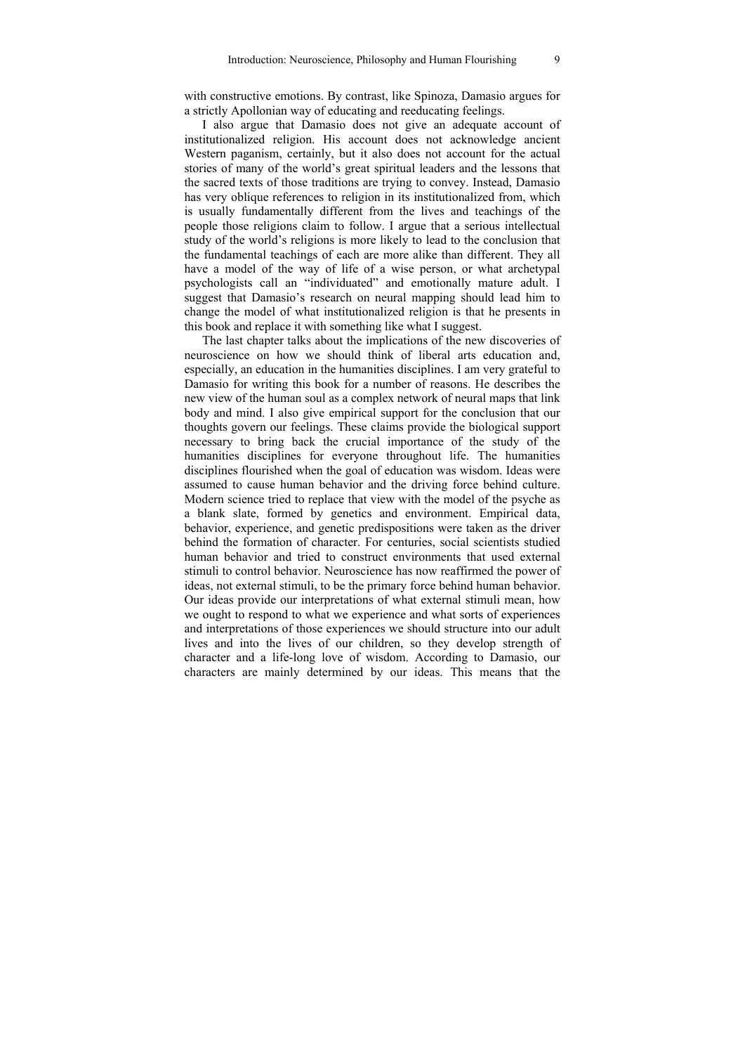with constructive emotions. By contrast, like Spinoza, Damasio argues for a strictly Apollonian way of educating and reeducating feelings.

I also argue that Damasio does not give an adequate account of institutionalized religion. His account does not acknowledge ancient Western paganism, certainly, but it also does not account for the actual stories of many of the world's great spiritual leaders and the lessons that the sacred texts of those traditions are trying to convey. Instead, Damasio has very oblique references to religion in its institutionalized from, which is usually fundamentally different from the lives and teachings of the people those religions claim to follow. I argue that a serious intellectual study of the world's religions is more likely to lead to the conclusion that the fundamental teachings of each are more alike than different. They all have a model of the way of life of a wise person, or what archetypal psychologists call an "individuated" and emotionally mature adult. I suggest that Damasio's research on neural mapping should lead him to change the model of what institutionalized religion is that he presents in this book and replace it with something like what I suggest.

The last chapter talks about the implications of the new discoveries of neuroscience on how we should think of liberal arts education and, especially, an education in the humanities disciplines. I am very grateful to Damasio for writing this book for a number of reasons. He describes the new view of the human soul as a complex network of neural maps that link body and mind. I also give empirical support for the conclusion that our thoughts govern our feelings. These claims provide the biological support necessary to bring back the crucial importance of the study of the humanities disciplines for everyone throughout life. The humanities disciplines flourished when the goal of education was wisdom. Ideas were assumed to cause human behavior and the driving force behind culture. Modern science tried to replace that view with the model of the psyche as a blank slate, formed by genetics and environment. Empirical data, behavior, experience, and genetic predispositions were taken as the driver behind the formation of character. For centuries, social scientists studied human behavior and tried to construct environments that used external stimuli to control behavior. Neuroscience has now reaffirmed the power of ideas, not external stimuli, to be the primary force behind human behavior. Our ideas provide our interpretations of what external stimuli mean, how we ought to respond to what we experience and what sorts of experiences and interpretations of those experiences we should structure into our adult lives and into the lives of our children, so they develop strength of character and a life-long love of wisdom. According to Damasio, our characters are mainly determined by our ideas. This means that the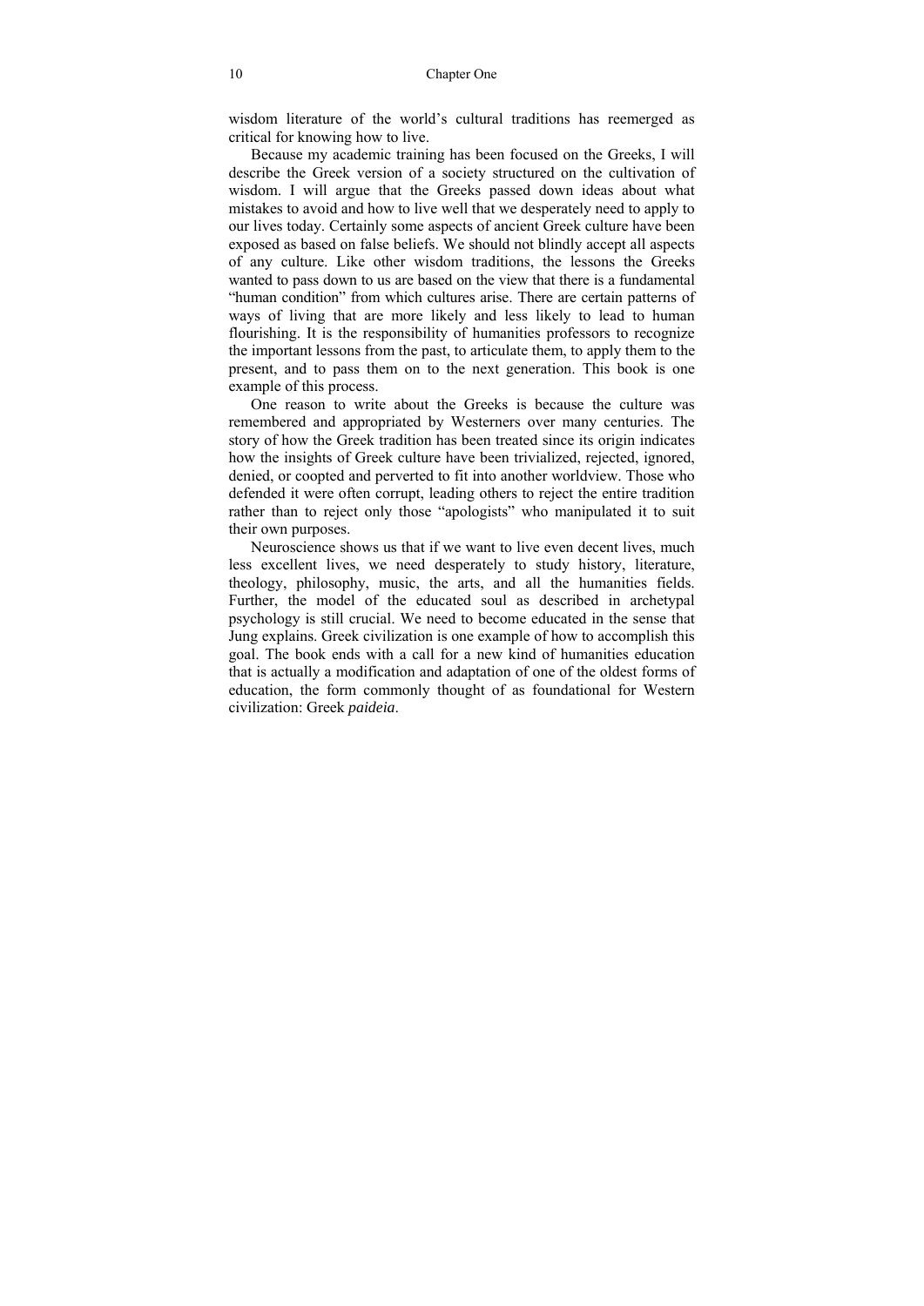wisdom literature of the world's cultural traditions has reemerged as critical for knowing how to live.

Because my academic training has been focused on the Greeks, I will describe the Greek version of a society structured on the cultivation of wisdom. I will argue that the Greeks passed down ideas about what mistakes to avoid and how to live well that we desperately need to apply to our lives today. Certainly some aspects of ancient Greek culture have been exposed as based on false beliefs. We should not blindly accept all aspects of any culture. Like other wisdom traditions, the lessons the Greeks wanted to pass down to us are based on the view that there is a fundamental "human condition" from which cultures arise. There are certain patterns of ways of living that are more likely and less likely to lead to human flourishing. It is the responsibility of humanities professors to recognize the important lessons from the past, to articulate them, to apply them to the present, and to pass them on to the next generation. This book is one example of this process.

One reason to write about the Greeks is because the culture was remembered and appropriated by Westerners over many centuries. The story of how the Greek tradition has been treated since its origin indicates how the insights of Greek culture have been trivialized, rejected, ignored, denied, or coopted and perverted to fit into another worldview. Those who defended it were often corrupt, leading others to reject the entire tradition rather than to reject only those "apologists" who manipulated it to suit their own purposes.

Neuroscience shows us that if we want to live even decent lives, much less excellent lives, we need desperately to study history, literature, theology, philosophy, music, the arts, and all the humanities fields. Further, the model of the educated soul as described in archetypal psychology is still crucial. We need to become educated in the sense that Jung explains. Greek civilization is one example of how to accomplish this goal. The book ends with a call for a new kind of humanities education that is actually a modification and adaptation of one of the oldest forms of education, the form commonly thought of as foundational for Western civilization: Greek *paideia*.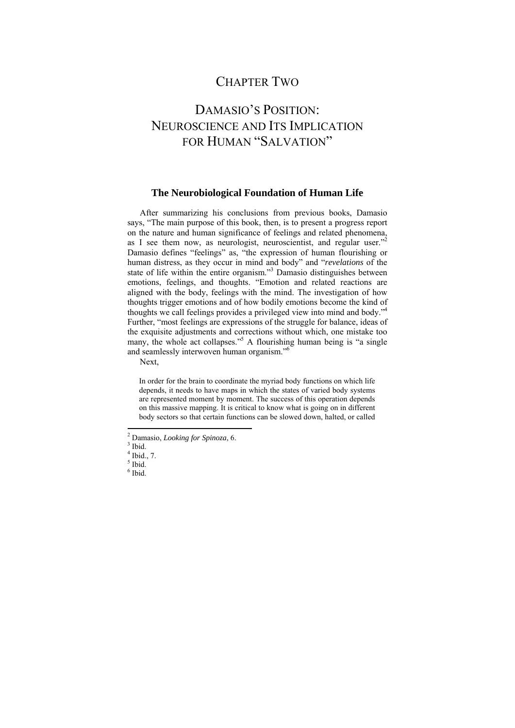# CHAPTER TWO

# DAMASIO'S POSITION: NEUROSCIENCE AND ITS IMPLICATION FOR HUMAN "SALVATION"

## The Neurobiological Foundation of Human Life

After summarizing his conclusions from previous books, Damasio says, "The main purpose of this book, then, is to present a progress report on the nature and human significance of feelings and related phenomena, as I see them now, as neurologist, neuroscientist, and regular user."[2] Damasio defines "feelings" as, "the expression of human flourishing or human distress, as they occur in mind and body" and "*revelations* of the state of life within the entire organism."[3] Damasio distinguishes between emotions, feelings, and thoughts. "Emotion and related reactions are aligned with the body, feelings with the mind. The investigation of how thoughts trigger emotions and of how bodily emotions become the kind of thoughts we call feelings provides a privileged view into mind and body."[4] Further, "most feelings are expressions of the struggle for balance, ideas of the exquisite adjustments and corrections without which, one mistake too many, the whole act collapses."[5] A flourishing human being is "a single and seamlessly interwoven human organism."[6]

Next,

> In order for the brain to coordinate the myriad body functions on which life depends, it needs to have maps in which the states of varied body systems are represented moment by moment. The success of this operation depends on this massive mapping. It is critical to know what is going on in different body sectors so that certain functions can be slowed down, halted, or called

---

[2] Damasio, *Looking for Spinoza*, 6.

[3] Ibid.

[4] Ibid., 7.

[5] Ibid.

[6] Ibid.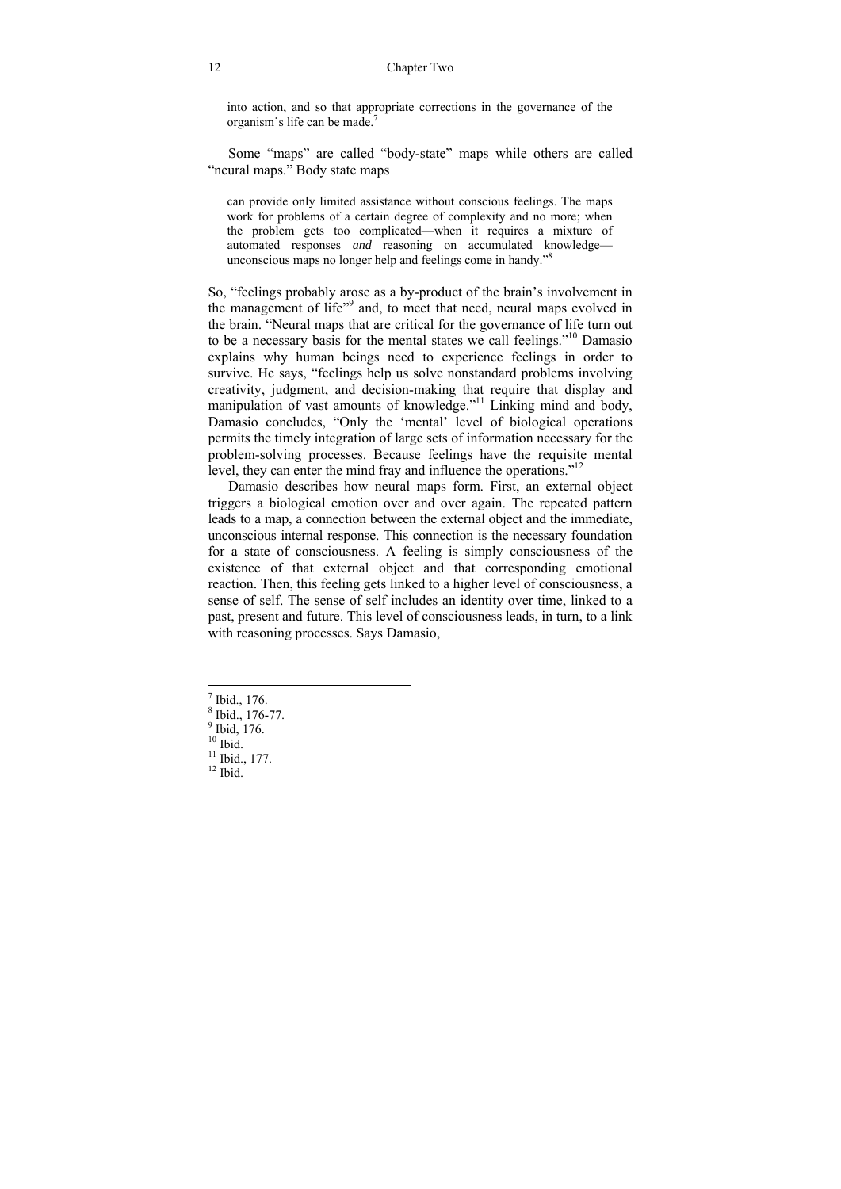> into action, and so that appropriate corrections in the governance of the organism's life can be made.[7]

Some "maps" are called "body-state" maps while others are called "neural maps." Body state maps

> can provide only limited assistance without conscious feelings. The maps work for problems of a certain degree of complexity and no more; when the problem gets too complicated—when it requires a mixture of automated responses *and* reasoning on accumulated knowledge—unconscious maps no longer help and feelings come in handy."[8]

So, "feelings probably arose as a by-product of the brain's involvement in the management of life"[9] and, to meet that need, neural maps evolved in the brain. "Neural maps that are critical for the governance of life turn out to be a necessary basis for the mental states we call feelings."[10] Damasio explains why human beings need to experience feelings in order to survive. He says, "feelings help us solve nonstandard problems involving creativity, judgment, and decision-making that require that display and manipulation of vast amounts of knowledge."[11] Linking mind and body, Damasio concludes, "Only the 'mental' level of biological operations permits the timely integration of large sets of information necessary for the problem-solving processes. Because feelings have the requisite mental level, they can enter the mind fray and influence the operations."[12]

Damasio describes how neural maps form. First, an external object triggers a biological emotion over and over again. The repeated pattern leads to a map, a connection between the external object and the immediate, unconscious internal response. This connection is the necessary foundation for a state of consciousness. A feeling is simply consciousness of the existence of that external object and that corresponding emotional reaction. Then, this feeling gets linked to a higher level of consciousness, a sense of self. The sense of self includes an identity over time, linked to a past, present and future. This level of consciousness leads, in turn, to a link with reasoning processes. Says Damasio,

---

[7] Ibid., 176.
[8] Ibid., 176-77.
[9] Ibid, 176.
[10] Ibid.
[11] Ibid., 177.
[12] Ibid.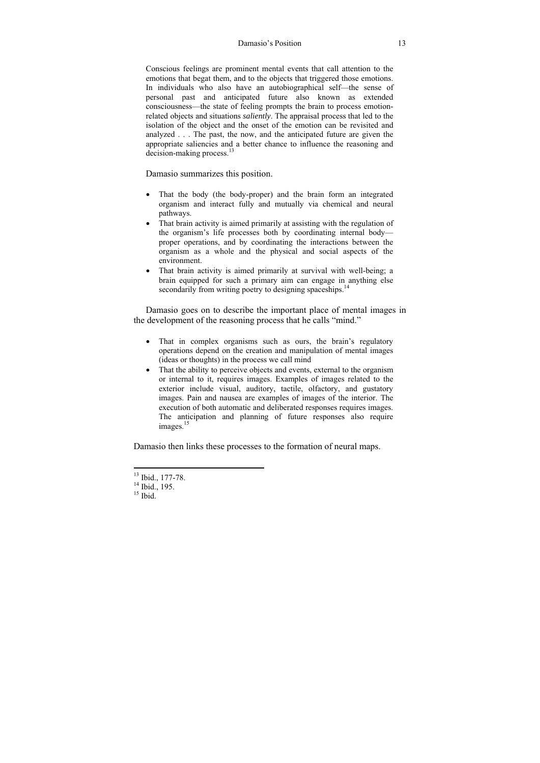> Conscious feelings are prominent mental events that call attention to the emotions that begat them, and to the objects that triggered those emotions. In individuals who also have an autobiographical self—the sense of personal past and anticipated future also known as extended consciousness—the state of feeling prompts the brain to process emotion-related objects and situations *saliently*. The appraisal process that led to the isolation of the object and the onset of the emotion can be revisited and analyzed . . . The past, the now, and the anticipated future are given the appropriate saliencies and a better chance to influence the reasoning and decision-making process.[13]

Damasio summarizes this position.

- That the body (the body-proper) and the brain form an integrated organism and interact fully and mutually via chemical and neural pathways.
- That brain activity is aimed primarily at assisting with the regulation of the organism's life processes both by coordinating internal body—proper operations, and by coordinating the interactions between the organism as a whole and the physical and social aspects of the environment.
- That brain activity is aimed primarily at survival with well-being; a brain equipped for such a primary aim can engage in anything else secondarily from writing poetry to designing spaceships.[14]

Damasio goes on to describe the important place of mental images in the development of the reasoning process that he calls "mind."

- That in complex organisms such as ours, the brain's regulatory operations depend on the creation and manipulation of mental images (ideas or thoughts) in the process we call mind
- That the ability to perceive objects and events, external to the organism or internal to it, requires images. Examples of images related to the exterior include visual, auditory, tactile, olfactory, and gustatory images. Pain and nausea are examples of images of the interior. The execution of both automatic and deliberated responses requires images. The anticipation and planning of future responses also require images.[15]

Damasio then links these processes to the formation of neural maps.

---

[13] Ibid., 177-78.
[14] Ibid., 195.
[15] Ibid.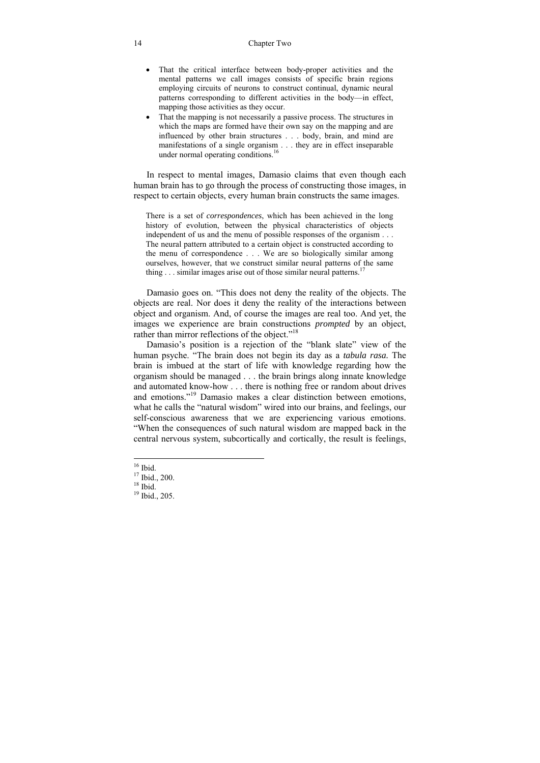- That the critical interface between body-proper activities and the mental patterns we call images consists of specific brain regions employing circuits of neurons to construct continual, dynamic neural patterns corresponding to different activities in the body—in effect, mapping those activities as they occur.
- That the mapping is not necessarily a passive process. The structures in which the maps are formed have their own say on the mapping and are influenced by other brain structures . . . body, brain, and mind are manifestations of a single organism . . . they are in effect inseparable under normal operating conditions.[16]

In respect to mental images, Damasio claims that even though each human brain has to go through the process of constructing those images, in respect to certain objects, every human brain constructs the same images.

> There is a set of *correspondences*, which has been achieved in the long history of evolution, between the physical characteristics of objects independent of us and the menu of possible responses of the organism . . . The neural pattern attributed to a certain object is constructed according to the menu of correspondence . . . We are so biologically similar among ourselves, however, that we construct similar neural patterns of the same thing . . . similar images arise out of those similar neural patterns.[17]

Damasio goes on. "This does not deny the reality of the objects. The objects are real. Nor does it deny the reality of the interactions between object and organism. And, of course the images are real too. And yet, the images we experience are brain constructions *prompted* by an object, rather than mirror reflections of the object."[18]

Damasio's position is a rejection of the "blank slate" view of the human psyche. "The brain does not begin its day as a *tabula rasa.* The brain is imbued at the start of life with knowledge regarding how the organism should be managed . . . the brain brings along innate knowledge and automated know-how . . . there is nothing free or random about drives and emotions."[19] Damasio makes a clear distinction between emotions, what he calls the "natural wisdom" wired into our brains, and feelings, our self-conscious awareness that we are experiencing various emotions. "When the consequences of such natural wisdom are mapped back in the central nervous system, subcortically and cortically, the result is feelings,

---

[16] Ibid.

[17] Ibid., 200.

[18] Ibid.

[19] Ibid., 205.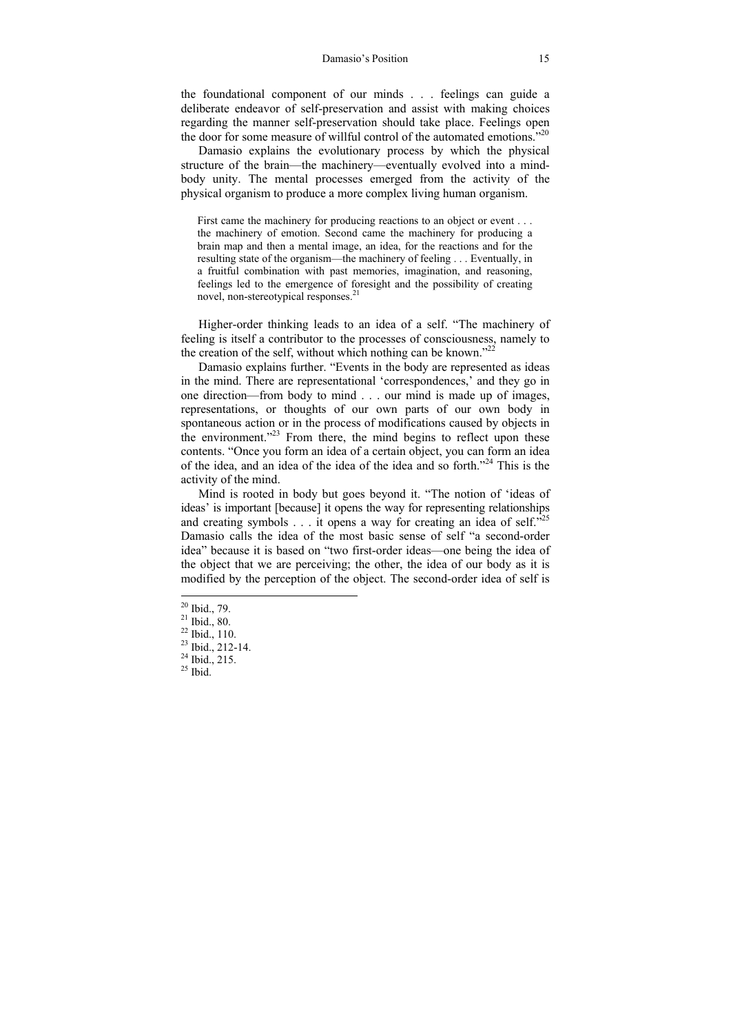the foundational component of our minds . . . feelings can guide a deliberate endeavor of self-preservation and assist with making choices regarding the manner self-preservation should take place. Feelings open the door for some measure of willful control of the automated emotions."[20]

Damasio explains the evolutionary process by which the physical structure of the brain—the machinery—eventually evolved into a mind-body unity. The mental processes emerged from the activity of the physical organism to produce a more complex living human organism.

> First came the machinery for producing reactions to an object or event . . . the machinery of emotion. Second came the machinery for producing a brain map and then a mental image, an idea, for the reactions and for the resulting state of the organism—the machinery of feeling . . . Eventually, in a fruitful combination with past memories, imagination, and reasoning, feelings led to the emergence of foresight and the possibility of creating novel, non-stereotypical responses.[21]

Higher-order thinking leads to an idea of a self. "The machinery of feeling is itself a contributor to the processes of consciousness, namely to the creation of the self, without which nothing can be known."[22]

Damasio explains further. "Events in the body are represented as ideas in the mind. There are representational 'correspondences,' and they go in one direction—from body to mind . . . our mind is made up of images, representations, or thoughts of our own parts of our own body in spontaneous action or in the process of modifications caused by objects in the environment."[23] From there, the mind begins to reflect upon these contents. "Once you form an idea of a certain object, you can form an idea of the idea, and an idea of the idea of the idea and so forth."[24] This is the activity of the mind.

Mind is rooted in body but goes beyond it. "The notion of 'ideas of ideas' is important [because] it opens the way for representing relationships and creating symbols . . . it opens a way for creating an idea of self."[25] Damasio calls the idea of the most basic sense of self "a second-order idea" because it is based on "two first-order ideas—one being the idea of the object that we are perceiving; the other, the idea of our body as it is modified by the perception of the object. The second-order idea of self is

---

[20] Ibid., 79.
[21] Ibid., 80.
[22] Ibid., 110.
[23] Ibid., 212-14.
[24] Ibid., 215.
[25] Ibid.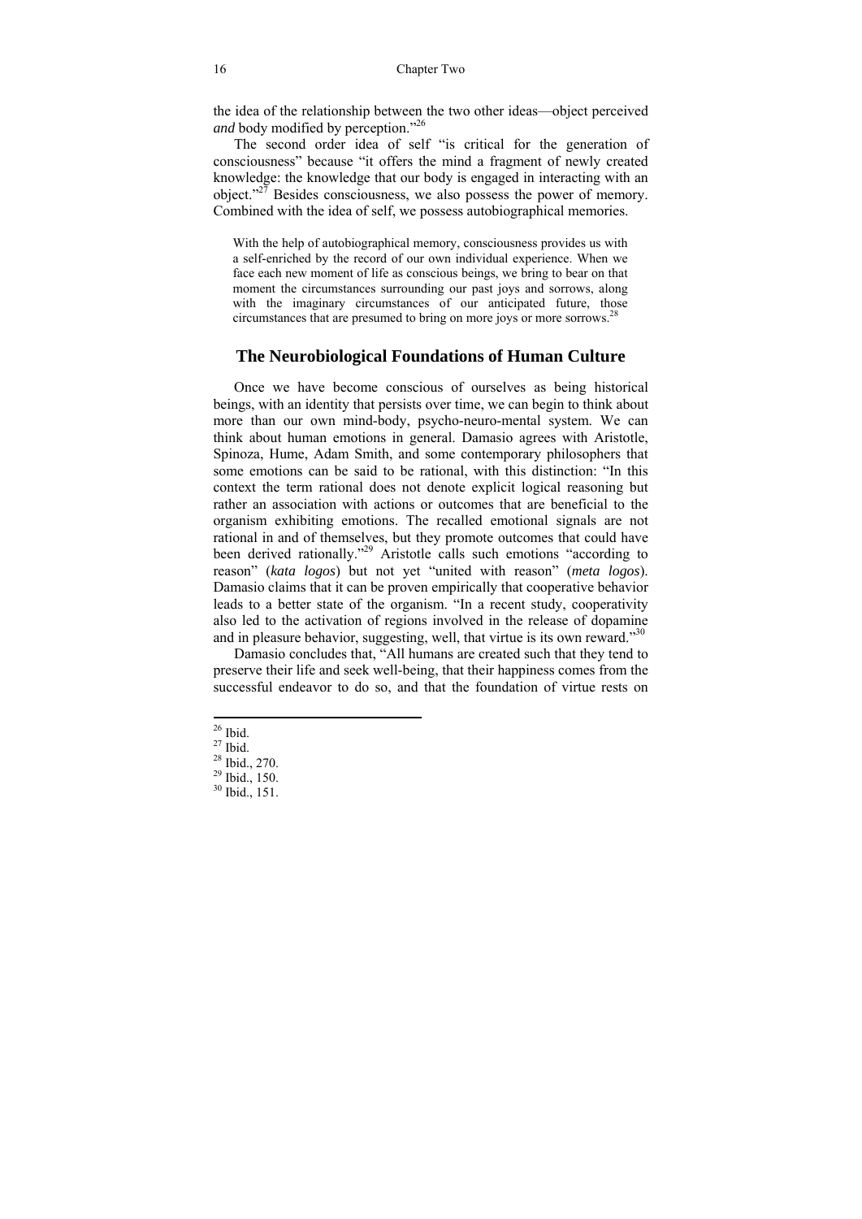the idea of the relationship between the two other ideas—object perceived *and* body modified by perception."[26]

The second order idea of self "is critical for the generation of consciousness" because "it offers the mind a fragment of newly created knowledge: the knowledge that our body is engaged in interacting with an object."[27] Besides consciousness, we also possess the power of memory. Combined with the idea of self, we possess autobiographical memories.

> With the help of autobiographical memory, consciousness provides us with a self-enriched by the record of our own individual experience. When we face each new moment of life as conscious beings, we bring to bear on that moment the circumstances surrounding our past joys and sorrows, along with the imaginary circumstances of our anticipated future, those circumstances that are presumed to bring on more joys or more sorrows.[28]

## The Neurobiological Foundations of Human Culture

Once we have become conscious of ourselves as being historical beings, with an identity that persists over time, we can begin to think about more than our own mind-body, psycho-neuro-mental system. We can think about human emotions in general. Damasio agrees with Aristotle, Spinoza, Hume, Adam Smith, and some contemporary philosophers that some emotions can be said to be rational, with this distinction: "In this context the term rational does not denote explicit logical reasoning but rather an association with actions or outcomes that are beneficial to the organism exhibiting emotions. The recalled emotional signals are not rational in and of themselves, but they promote outcomes that could have been derived rationally."[29] Aristotle calls such emotions "according to reason" (*kata logos*) but not yet "united with reason" (*meta logos*). Damasio claims that it can be proven empirically that cooperative behavior leads to a better state of the organism. "In a recent study, cooperativity also led to the activation of regions involved in the release of dopamine and in pleasure behavior, suggesting, well, that virtue is its own reward."[30]

Damasio concludes that, "All humans are created such that they tend to preserve their life and seek well-being, that their happiness comes from the successful endeavor to do so, and that the foundation of virtue rests on

---

[26] Ibid.

[27] Ibid.

[28] Ibid., 270.

[29] Ibid., 150.

[30] Ibid., 151.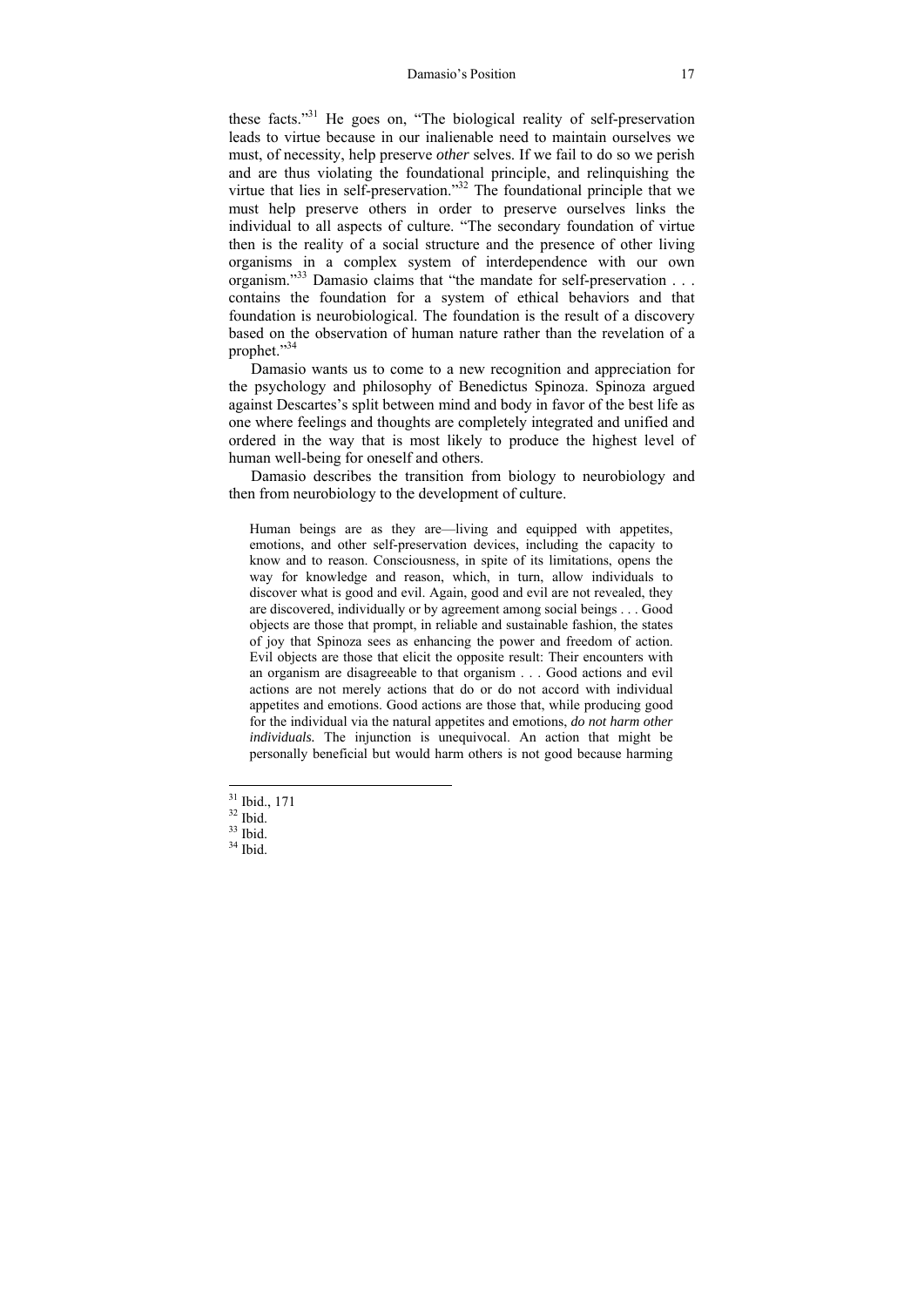these facts."[31] He goes on, "The biological reality of self-preservation leads to virtue because in our inalienable need to maintain ourselves we must, of necessity, help preserve *other* selves. If we fail to do so we perish and are thus violating the foundational principle, and relinquishing the virtue that lies in self-preservation."[32] The foundational principle that we must help preserve others in order to preserve ourselves links the individual to all aspects of culture. "The secondary foundation of virtue then is the reality of a social structure and the presence of other living organisms in a complex system of interdependence with our own organism."[33] Damasio claims that "the mandate for self-preservation . . . contains the foundation for a system of ethical behaviors and that foundation is neurobiological. The foundation is the result of a discovery based on the observation of human nature rather than the revelation of a prophet."[34]

Damasio wants us to come to a new recognition and appreciation for the psychology and philosophy of Benedictus Spinoza. Spinoza argued against Descartes's split between mind and body in favor of the best life as one where feelings and thoughts are completely integrated and unified and ordered in the way that is most likely to produce the highest level of human well-being for oneself and others.

Damasio describes the transition from biology to neurobiology and then from neurobiology to the development of culture.

> Human beings are as they are—living and equipped with appetites, emotions, and other self-preservation devices, including the capacity to know and to reason. Consciousness, in spite of its limitations, opens the way for knowledge and reason, which, in turn, allow individuals to discover what is good and evil. Again, good and evil are not revealed, they are discovered, individually or by agreement among social beings . . . Good objects are those that prompt, in reliable and sustainable fashion, the states of joy that Spinoza sees as enhancing the power and freedom of action. Evil objects are those that elicit the opposite result: Their encounters with an organism are disagreeable to that organism . . . Good actions and evil actions are not merely actions that do or do not accord with individual appetites and emotions. Good actions are those that, while producing good for the individual via the natural appetites and emotions, *do not harm other individuals.* The injunction is unequivocal. An action that might be personally beneficial but would harm others is not good because harming

---

[31] Ibid., 171

[32] Ibid.

[33] Ibid.

[34] Ibid.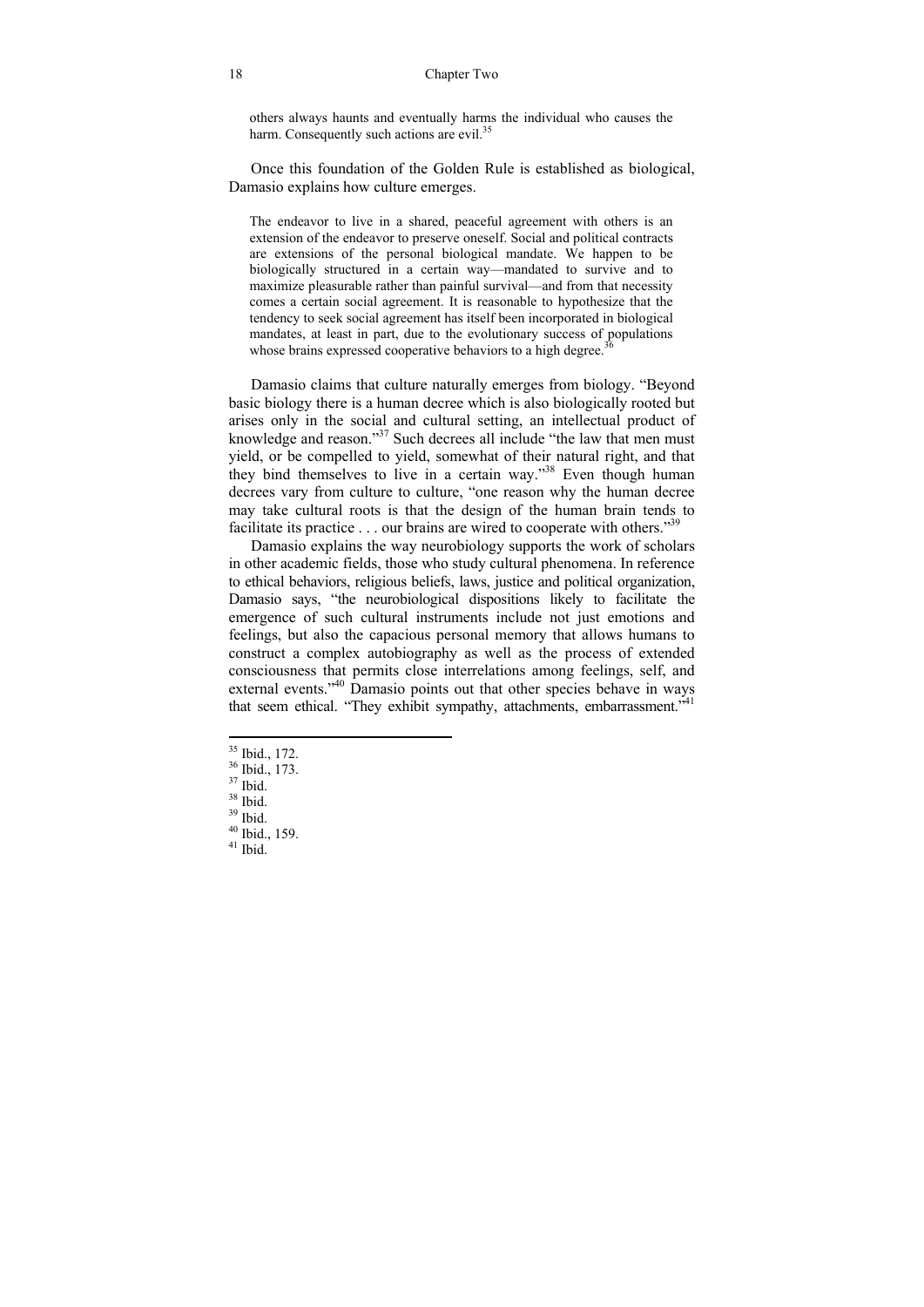> others always haunts and eventually harms the individual who causes the harm. Consequently such actions are evil.[35]

Once this foundation of the Golden Rule is established as biological, Damasio explains how culture emerges.

> The endeavor to live in a shared, peaceful agreement with others is an extension of the endeavor to preserve oneself. Social and political contracts are extensions of the personal biological mandate. We happen to be biologically structured in a certain way—mandated to survive and to maximize pleasurable rather than painful survival—and from that necessity comes a certain social agreement. It is reasonable to hypothesize that the tendency to seek social agreement has itself been incorporated in biological mandates, at least in part, due to the evolutionary success of populations whose brains expressed cooperative behaviors to a high degree.[36]

Damasio claims that culture naturally emerges from biology. "Beyond basic biology there is a human decree which is also biologically rooted but arises only in the social and cultural setting, an intellectual product of knowledge and reason."[37] Such decrees all include "the law that men must yield, or be compelled to yield, somewhat of their natural right, and that they bind themselves to live in a certain way."[38] Even though human decrees vary from culture to culture, "one reason why the human decree may take cultural roots is that the design of the human brain tends to facilitate its practice . . . our brains are wired to cooperate with others."[39]

Damasio explains the way neurobiology supports the work of scholars in other academic fields, those who study cultural phenomena. In reference to ethical behaviors, religious beliefs, laws, justice and political organization, Damasio says, "the neurobiological dispositions likely to facilitate the emergence of such cultural instruments include not just emotions and feelings, but also the capacious personal memory that allows humans to construct a complex autobiography as well as the process of extended consciousness that permits close interrelations among feelings, self, and external events."[40] Damasio points out that other species behave in ways that seem ethical. "They exhibit sympathy, attachments, embarrassment."[41]

---

[35] Ibid., 172.
[36] Ibid., 173.
[37] Ibid.
[38] Ibid.
[39] Ibid.
[40] Ibid., 159.
[41] Ibid.